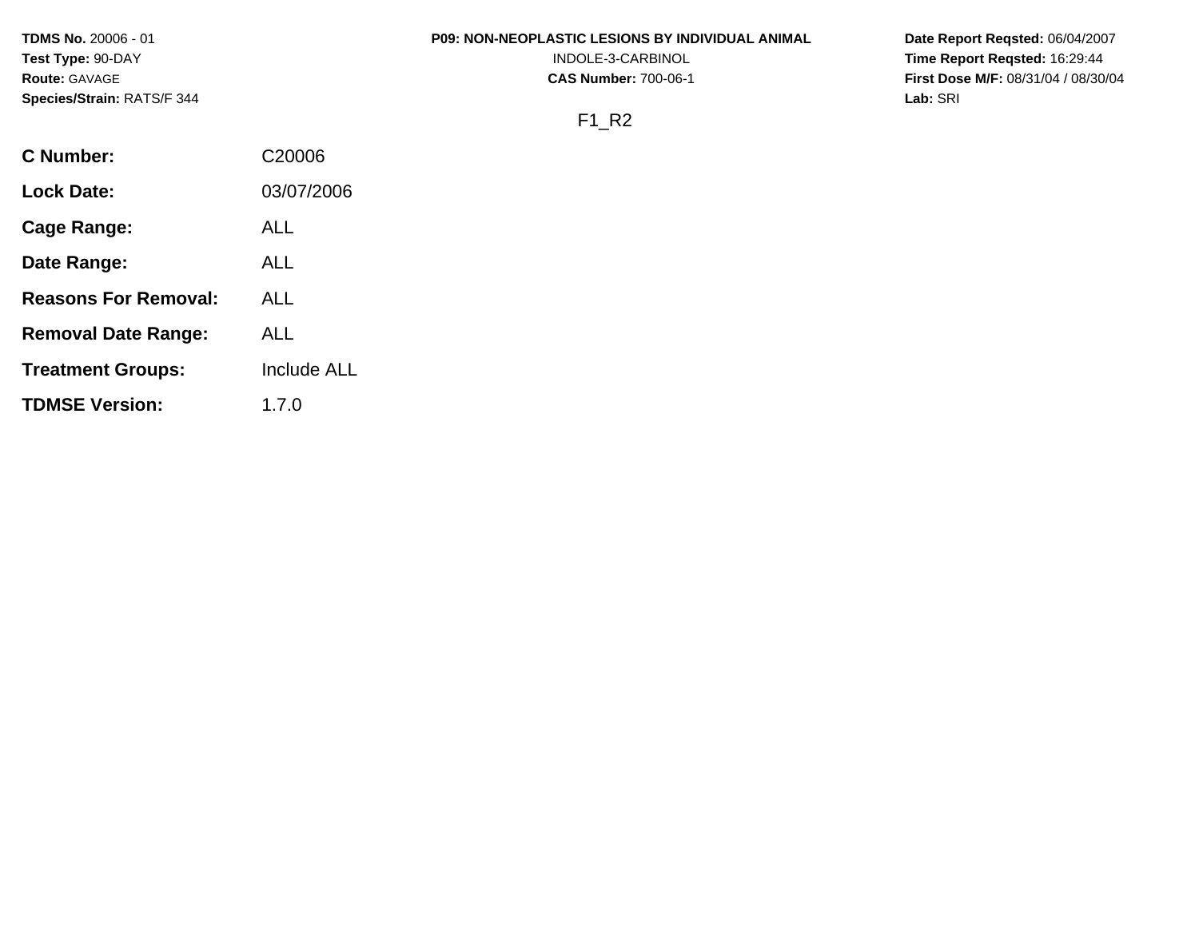**TDMS No.** 20006 - 01
**Test Type:** 90-DAY
**Route:** GAVAGE
**Species/Strain:** RATS/F 344

**P09: NON-NEOPLASTIC LESIONS BY INDIVIDUAL ANIMAL**
INDOLE-3-CARBINOL
**CAS Number:** 700-06-1

**Date Report Reqsted:** 06/04/2007
**Time Report Reqsted:** 16:29:44
**First Dose M/F:** 08/31/04 / 08/30/04
**Lab:** SRI

F1_R2

| | |
|---|---|
| **C Number:** | C20006 |
| **Lock Date:** | 03/07/2006 |
| **Cage Range:** | ALL |
| **Date Range:** | ALL |
| **Reasons For Removal:** | ALL |
| **Removal Date Range:** | ALL |
| **Treatment Groups:** | Include ALL |
| **TDMSE Version:** | 1.7.0 |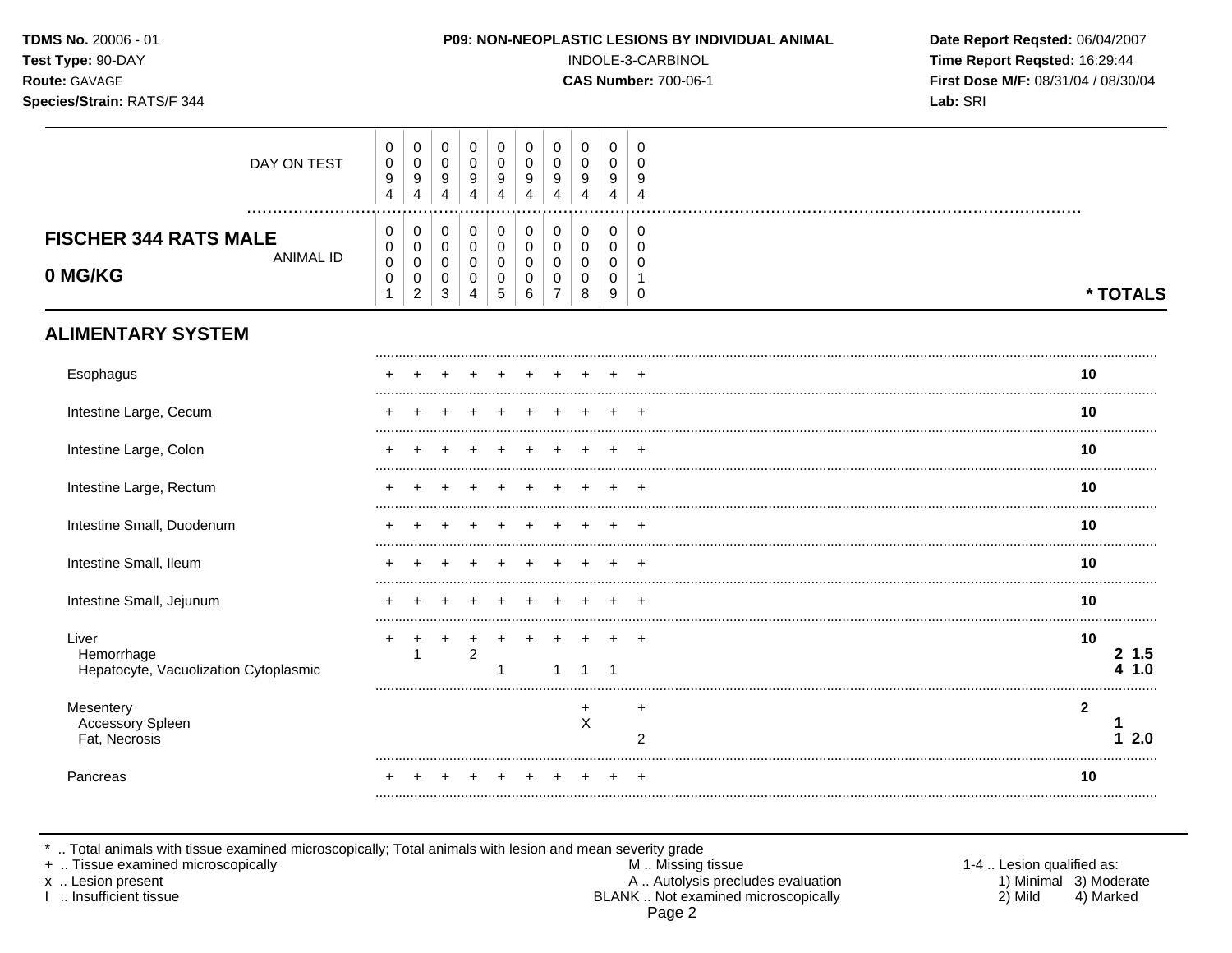**TDMS No.** 20006 - 01
**Test Type:** 90-DAY
**Route:** GAVAGE
**Species/Strain:** RATS/F 344

**P09: NON-NEOPLASTIC LESIONS BY INDIVIDUAL ANIMAL**
INDOLE-3-CARBINOL
**CAS Number:** 700-06-1

**Date Report Reqsted:** 06/04/2007
**Time Report Reqsted:** 16:29:44
**First Dose M/F:** 08/31/04 / 08/30/04
**Lab:** SRI

| DAY ON TEST | 0094 | 0094 | 0094 | 0094 | 0094 | 0094 | 0094 | 0094 | 0094 | 0094 | |
|---|---|---|---|---|---|---|---|---|---|---|---|
| **FISCHER 344 RATS MALE 0 MG/KG** ANIMAL ID | 00001 | 00002 | 00003 | 00004 | 00005 | 00006 | 00007 | 00008 | 00009 | 00010 | *** TOTALS** |
| **ALIMENTARY SYSTEM** | | | | | | | | | | | |
| Esophagus | + | + | + | + | + | + | + | + | + | + | **10** |
| Intestine Large, Cecum | + | + | + | + | + | + | + | + | + | + | **10** |
| Intestine Large, Colon | + | + | + | + | + | + | + | + | + | + | **10** |
| Intestine Large, Rectum | + | + | + | + | + | + | + | + | + | + | **10** |
| Intestine Small, Duodenum | + | + | + | + | + | + | + | + | + | + | **10** |
| Intestine Small, Ileum | + | + | + | + | + | + | + | + | + | + | **10** |
| Intestine Small, Jejunum | + | + | + | + | + | + | + | + | + | + | **10** |
| Liver | + | + | + | + | + | + | + | + | + | + | **10** |
| Hemorrhage | | 1 | | 2 | | | | | | | **2 1.5** |
| Hepatocyte, Vacuolization Cytoplasmic | | | | | 1 | | 1 | 1 | 1 | | **4 1.0** |
| Mesentery | | | | | | | | + | | + | **2** |
| Accessory Spleen | | | | | | | | X | | | **1** |
| Fat, Necrosis | | | | | | | | | | 2 | **1 2.0** |
| Pancreas | + | + | + | + | + | + | + | + | + | + | **10** |

\* .. Total animals with tissue examined microscopically; Total animals with lesion and mean severity grade
\+ .. Tissue examined microscopically
x .. Lesion present
I .. Insufficient tissue

M .. Missing tissue
A .. Autolysis precludes evaluation
BLANK .. Not examined microscopically

1-4 .. Lesion qualified as:
1) Minimal 3) Moderate
2) Mild 4) Marked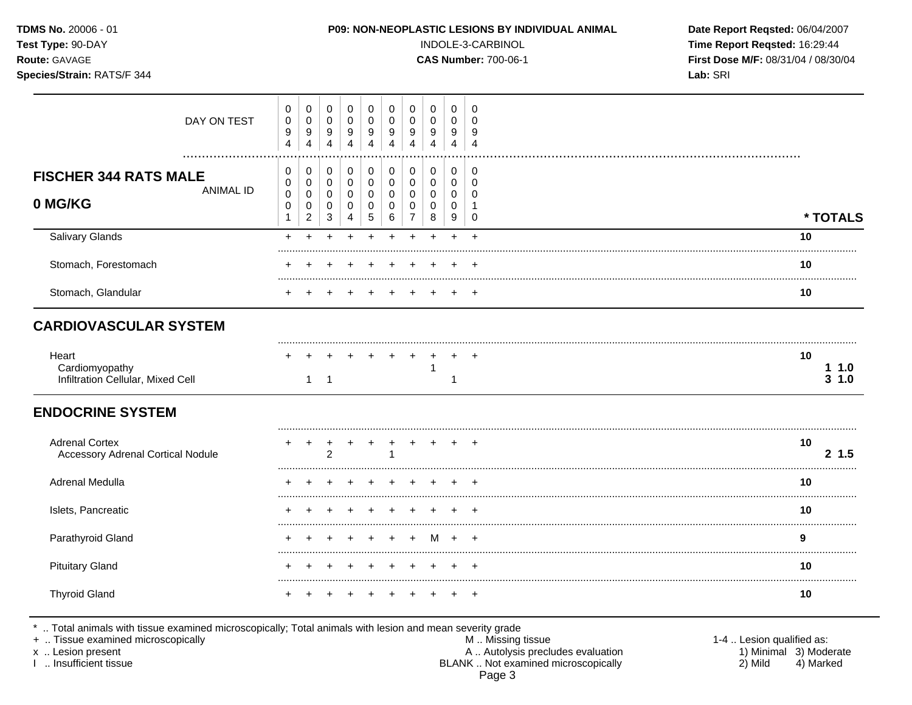**TDMS No.** 20006 - 01
**Test Type:** 90-DAY
**Route:** GAVAGE
**Species/Strain:** RATS/F 344

**P09: NON-NEOPLASTIC LESIONS BY INDIVIDUAL ANIMAL**
INDOLE-3-CARBINOL
**CAS Number:** 700-06-1

**Date Report Reqsted:** 06/04/2007
**Time Report Reqsted:** 16:29:44
**First Dose M/F:** 08/31/04 / 08/30/04
**Lab:** SRI

| DAY ON TEST | 0094 | 0094 | 0094 | 0094 | 0094 | 0094 | 0094 | 0094 | 0094 | 0094 | |
|---|---|---|---|---|---|---|---|---|---|---|---|
| **FISCHER 344 RATS MALE 0 MG/KG** — ANIMAL ID | 00001 | 00002 | 00003 | 00004 | 00005 | 00006 | 00007 | 00008 | 00009 | 00010 | *** TOTALS** |
| Salivary Glands | + | + | + | + | + | + | + | + | + | + | 10 |
| Stomach, Forestomach | + | + | + | + | + | + | + | + | + | + | 10 |
| Stomach, Glandular | + | + | + | + | + | + | + | + | + | + | 10 |
| **CARDIOVASCULAR SYSTEM** | | | | | | | | | | | |
| Heart | + | + | + | + | + | + | + | + | + | + | 10 |
| Cardiomyopathy | | | | | | | | 1 | | | **1 1.0** |
| Infiltration Cellular, Mixed Cell | | 1 | 1 | | | | | | 1 | | **3 1.0** |
| **ENDOCRINE SYSTEM** | | | | | | | | | | | |
| Adrenal Cortex | + | + | + | + | + | + | + | + | + | + | 10 |
| Accessory Adrenal Cortical Nodule | | | 2 | | | 1 | | | | | **2 1.5** |
| Adrenal Medulla | + | + | + | + | + | + | + | + | + | + | 10 |
| Islets, Pancreatic | + | + | + | + | + | + | + | + | + | + | 10 |
| Parathyroid Gland | + | + | + | + | + | + | + | M | + | + | 9 |
| Pituitary Gland | + | + | + | + | + | + | + | + | + | + | 10 |
| Thyroid Gland | + | + | + | + | + | + | + | + | + | + | 10 |

* .. Total animals with tissue examined microscopically; Total animals with lesion and mean severity grade
+ .. Tissue examined microscopically
x .. Lesion present
I .. Insufficient tissue

M .. Missing tissue
A .. Autolysis precludes evaluation
BLANK .. Not examined microscopically

1-4 .. Lesion qualified as:
1) Minimal 3) Moderate
2) Mild 4) Marked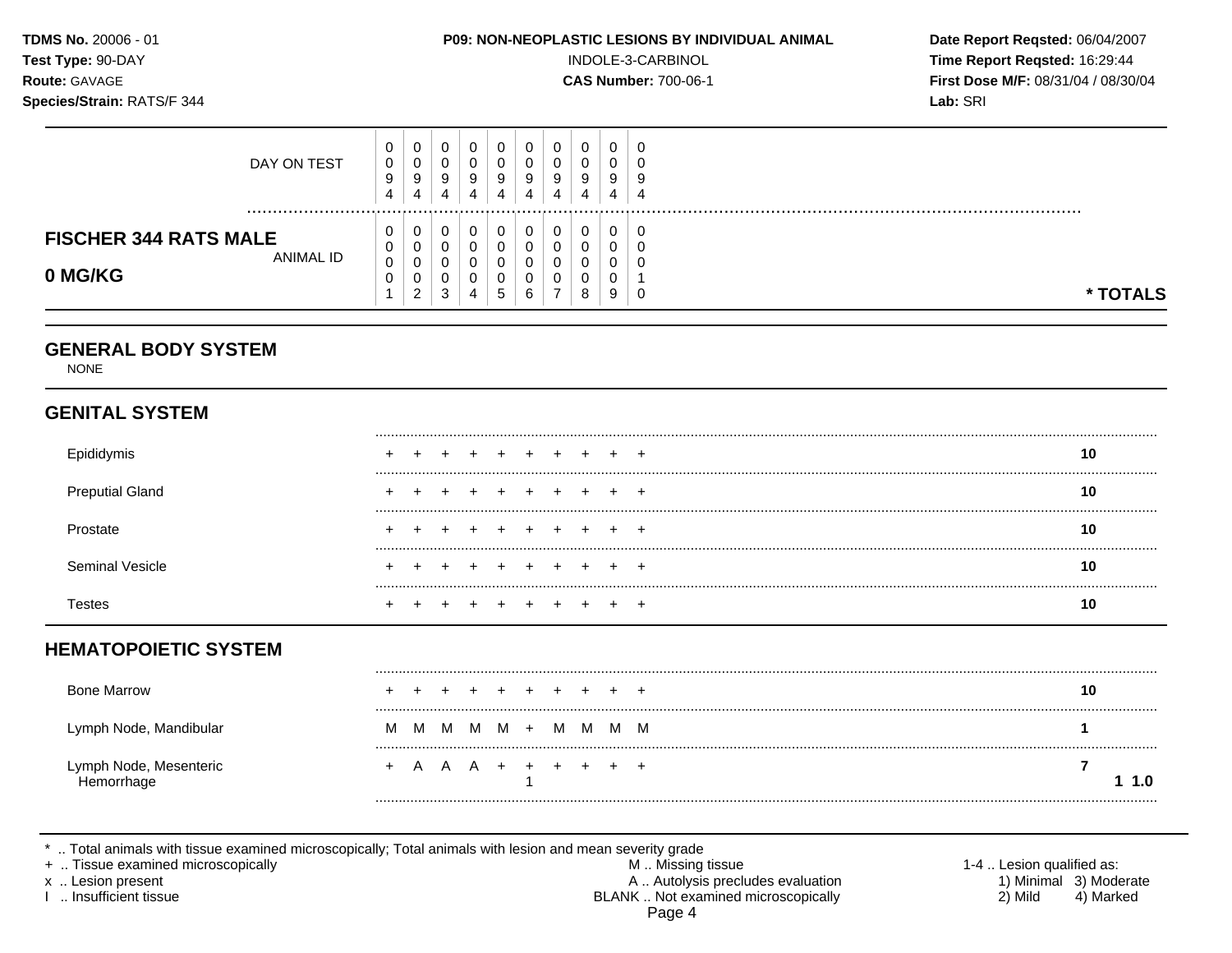**TDMS No.** 20006 - 01
**Test Type:** 90-DAY
**Route:** GAVAGE
**Species/Strain:** RATS/F 344

**P09: NON-NEOPLASTIC LESIONS BY INDIVIDUAL ANIMAL**
INDOLE-3-CARBINOL
**CAS Number:** 700-06-1

**Date Report Reqsted:** 06/04/2007
**Time Report Reqsted:** 16:29:44
**First Dose M/F:** 08/31/04 / 08/30/04
**Lab:** SRI

| **FISCHER 344 RATS MALE 0 MG/KG** | | | | | | | | | | | |
|---|---|---|---|---|---|---|---|---|---|---|---|
| DAY ON TEST | 0094 | 0094 | 0094 | 0094 | 0094 | 0094 | 0094 | 0094 | 0094 | 0094 | |
| ANIMAL ID | 00001 | 00002 | 00003 | 00004 | 00005 | 00006 | 00007 | 00008 | 00009 | 00010 | **\* TOTALS** |
| **GENERAL BODY SYSTEM** | | | | | | | | | | | |
| NONE | | | | | | | | | | | |
| **GENITAL SYSTEM** | | | | | | | | | | | |
| Epididymis | + | + | + | + | + | + | + | + | + | + | **10** |
| Preputial Gland | + | + | + | + | + | + | + | + | + | + | **10** |
| Prostate | + | + | + | + | + | + | + | + | + | + | **10** |
| Seminal Vesicle | + | + | + | + | + | + | + | + | + | + | **10** |
| Testes | + | + | + | + | + | + | + | + | + | + | **10** |
| **HEMATOPOIETIC SYSTEM** | | | | | | | | | | | |
| Bone Marrow | + | + | + | + | + | + | + | + | + | + | **10** |
| Lymph Node, Mandibular | M | M | M | M | M | + | M | M | M | M | **1** |
| Lymph Node, Mesenteric | + | A | A | A | + | + | + | + | + | + | **7** |
| Hemorrhage | | | | | | 1 | | | | | **1 1.0** |

\* .. Total animals with tissue examined microscopically; Total animals with lesion and mean severity grade
\+ .. Tissue examined microscopically
x .. Lesion present
I .. Insufficient tissue

M .. Missing tissue
A .. Autolysis precludes evaluation
BLANK .. Not examined microscopically

1-4 .. Lesion qualified as:
1) Minimal 2) Mild 3) Moderate 4) Marked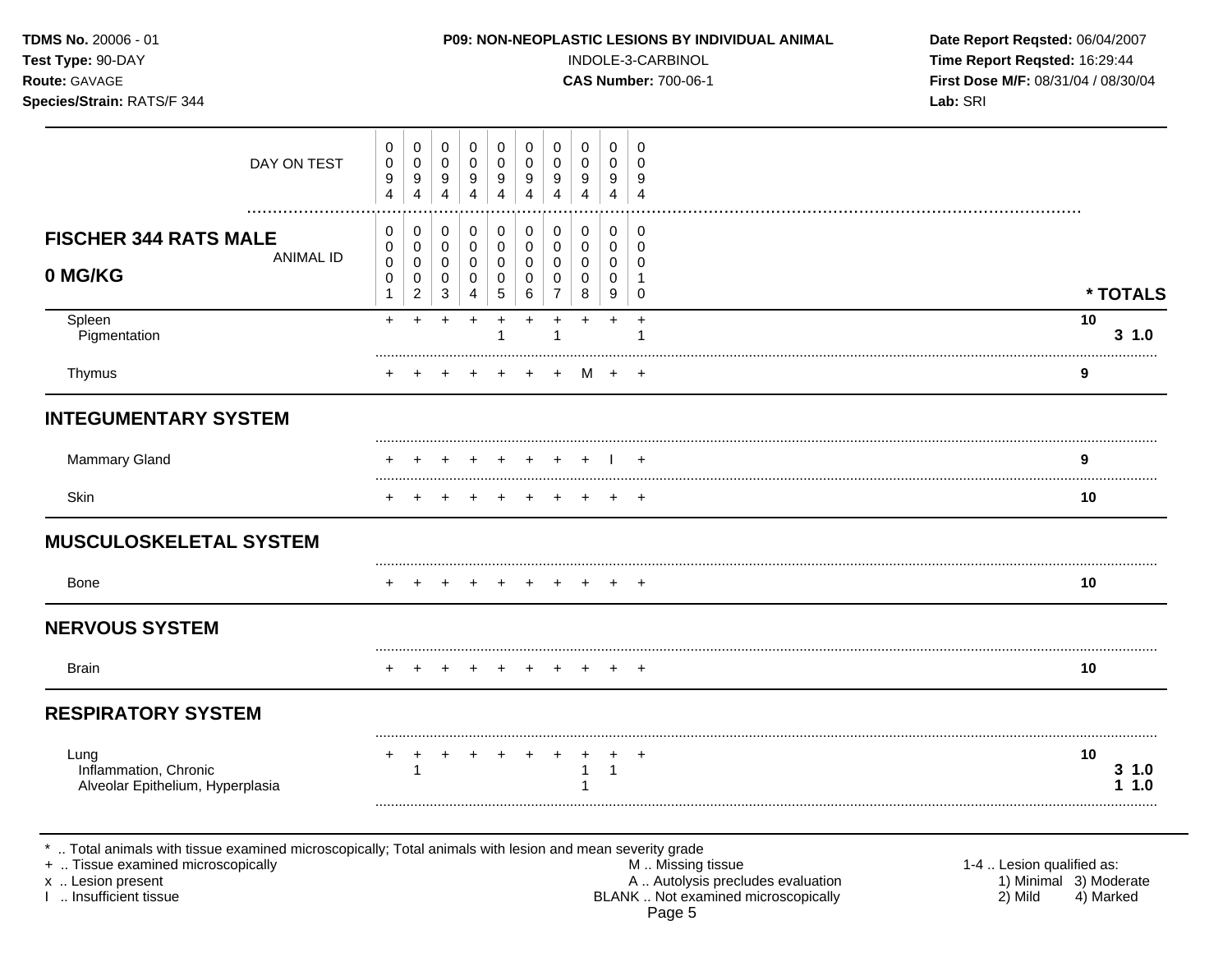**TDMS No.** 20006 - 01
**Test Type:** 90-DAY
**Route:** GAVAGE
**Species/Strain:** RATS/F 344

**P09: NON-NEOPLASTIC LESIONS BY INDIVIDUAL ANIMAL**
INDOLE-3-CARBINOL
**CAS Number:** 700-06-1

**Date Report Reqsted:** 06/04/2007
**Time Report Reqsted:** 16:29:44
**First Dose M/F:** 08/31/04 / 08/30/04
**Lab:** SRI

| DAY ON TEST | 0094 | 0094 | 0094 | 0094 | 0094 | 0094 | 0094 | 0094 | 0094 | 0094 | |
|---|---|---|---|---|---|---|---|---|---|---|---|
| **FISCHER 344 RATS MALE 0 MG/KG** — ANIMAL ID | 00001 | 00002 | 00003 | 00004 | 00005 | 00006 | 00007 | 00008 | 00009 | 00010 | *** TOTALS** |
| Spleen | + | + | + | + | + | + | + | + | + | + | 10 |
| Pigmentation | | | | | 1 | | 1 | | | 1 | **3 1.0** |
| Thymus | + | + | + | + | + | + | + | M | + | + | 9 |
| **INTEGUMENTARY SYSTEM** | | | | | | | | | | | |
| Mammary Gland | + | + | + | + | + | + | + | + | I | + | 9 |
| Skin | + | + | + | + | + | + | + | + | + | + | 10 |
| **MUSCULOSKELETAL SYSTEM** | | | | | | | | | | | |
| Bone | + | + | + | + | + | + | + | + | + | + | 10 |
| **NERVOUS SYSTEM** | | | | | | | | | | | |
| Brain | + | + | + | + | + | + | + | + | + | + | 10 |
| **RESPIRATORY SYSTEM** | | | | | | | | | | | |
| Lung | + | + | + | + | + | + | + | + | + | + | 10 |
| Inflammation, Chronic | | 1 | | | | | | 1 | 1 | | **3 1.0** |
| Alveolar Epithelium, Hyperplasia | | | | | | | | 1 | | | **1 1.0** |

\* .. Total animals with tissue examined microscopically; Total animals with lesion and mean severity grade
\+ .. Tissue examined microscopically
x .. Lesion present
I .. Insufficient tissue

M .. Missing tissue
A .. Autolysis precludes evaluation
BLANK .. Not examined microscopically

1-4 .. Lesion qualified as:
1) Minimal 3) Moderate
2) Mild 4) Marked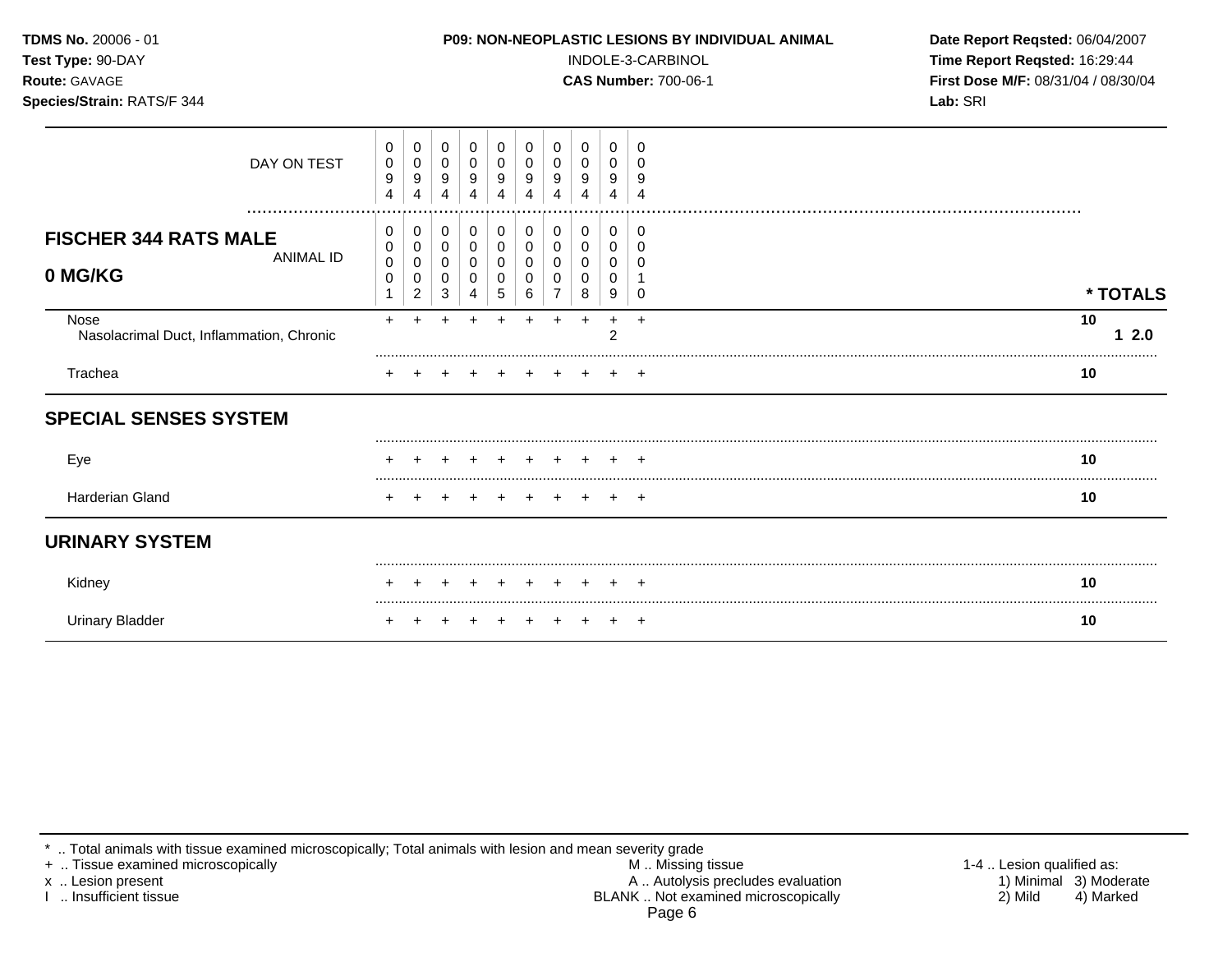**TDMS No.** 20006 - 01
**Test Type:** 90-DAY
**Route:** GAVAGE
**Species/Strain:** RATS/F 344

**P09: NON-NEOPLASTIC LESIONS BY INDIVIDUAL ANIMAL**
INDOLE-3-CARBINOL
**CAS Number:** 700-06-1

**Date Report Reqsted:** 06/04/2007
**Time Report Reqsted:** 16:29:44
**First Dose M/F:** 08/31/04 / 08/30/04
**Lab:** SRI

| DAY ON TEST | 0094 | 0094 | 0094 | 0094 | 0094 | 0094 | 0094 | 0094 | 0094 | 0094 | |
|---|---|---|---|---|---|---|---|---|---|---|---|
| **FISCHER 344 RATS MALE 0 MG/KG** — ANIMAL ID | 00001 | 00002 | 00003 | 00004 | 00005 | 00006 | 00007 | 00008 | 00009 | 00010 | **\* TOTALS** |
| Nose | + | + | + | + | + | + | + | + | + | + | **10** |
| Nasolacrimal Duct, Inflammation, Chronic | | | | | | | | | 2 | | **1 2.0** |
| Trachea | + | + | + | + | + | + | + | + | + | + | **10** |
| **SPECIAL SENSES SYSTEM** | | | | | | | | | | | |
| Eye | + | + | + | + | + | + | + | + | + | + | **10** |
| Harderian Gland | + | + | + | + | + | + | + | + | + | + | **10** |
| **URINARY SYSTEM** | | | | | | | | | | | |
| Kidney | + | + | + | + | + | + | + | + | + | + | **10** |
| Urinary Bladder | + | + | + | + | + | + | + | + | + | + | **10** |

\* .. Total animals with tissue examined microscopically; Total animals with lesion and mean severity grade
\+ .. Tissue examined microscopically
x .. Lesion present
I .. Insufficient tissue

M .. Missing tissue
A .. Autolysis precludes evaluation
BLANK .. Not examined microscopically

1-4 .. Lesion qualified as:
1) Minimal 2) Mild 3) Moderate 4) Marked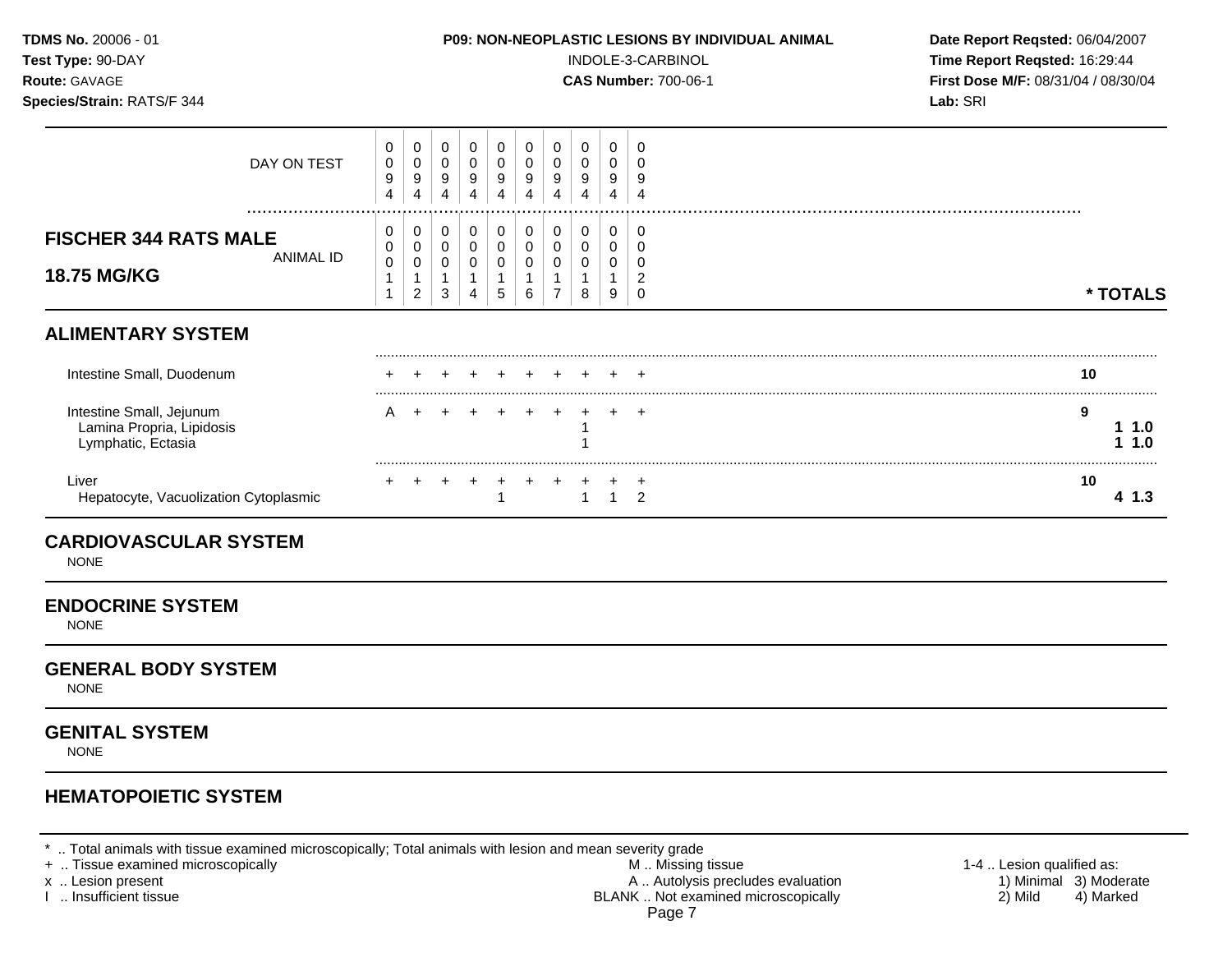**TDMS No.** 20006 - 01
**Test Type:** 90-DAY
**Route:** GAVAGE
**Species/Strain:** RATS/F 344

**P09: NON-NEOPLASTIC LESIONS BY INDIVIDUAL ANIMAL**
INDOLE-3-CARBINOL
**CAS Number:** 700-06-1

**Date Report Reqsted:** 06/04/2007
**Time Report Reqsted:** 16:29:44
**First Dose M/F:** 08/31/04 / 08/30/04
**Lab:** SRI

| DAY ON TEST | 0094 | 0094 | 0094 | 0094 | 0094 | 0094 | 0094 | 0094 | 0094 | 0094 | |
|---|---|---|---|---|---|---|---|---|---|---|---|
| **FISCHER 344 RATS MALE 18.75 MG/KG** ANIMAL ID | 00011 | 00012 | 00013 | 00014 | 00015 | 00016 | 00017 | 00018 | 00019 | 00020 | *** TOTALS** |
| **ALIMENTARY SYSTEM** | | | | | | | | | | | |
| Intestine Small, Duodenum | + | + | + | + | + | + | + | + | + | + | **10** |
| Intestine Small, Jejunum | A | + | + | + | + | + | + | + | + | + | **9** |
| Lamina Propria, Lipidosis | | | | | | | | 1 | | | **1 1.0** |
| Lymphatic, Ectasia | | | | | | | | 1 | | | **1 1.0** |
| Liver | + | + | + | + | + | + | + | + | + | + | **10** |
| Hepatocyte, Vacuolization Cytoplasmic | | | | | 1 | | | 1 | 1 | 2 | **4 1.3** |

## CARDIOVASCULAR SYSTEM
NONE

## ENDOCRINE SYSTEM
NONE

## GENERAL BODY SYSTEM
NONE

## GENITAL SYSTEM
NONE

## HEMATOPOIETIC SYSTEM

* .. Total animals with tissue examined microscopically; Total animals with lesion and mean severity grade
+ .. Tissue examined microscopically
x .. Lesion present
I .. Insufficient tissue

M .. Missing tissue
A .. Autolysis precludes evaluation
BLANK .. Not examined microscopically

1-4 .. Lesion qualified as:
1) Minimal 3) Moderate
2) Mild 4) Marked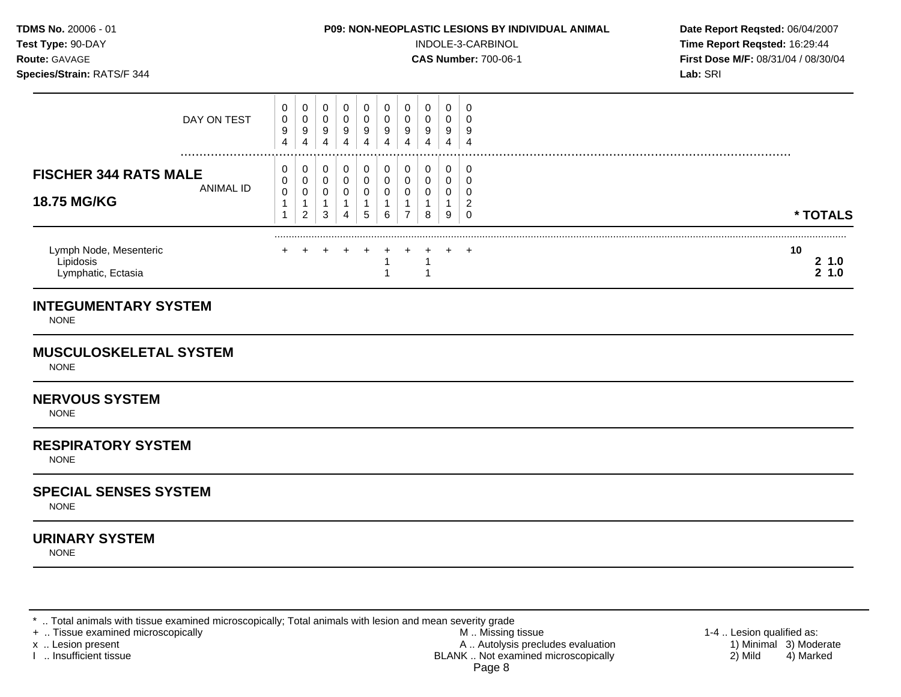**TDMS No.** 20006 - 01
**Test Type:** 90-DAY
**Route:** GAVAGE
**Species/Strain:** RATS/F 344

**P09: NON-NEOPLASTIC LESIONS BY INDIVIDUAL ANIMAL**
INDOLE-3-CARBINOL
**CAS Number:** 700-06-1

**Date Report Reqsted:** 06/04/2007
**Time Report Reqsted:** 16:29:44
**First Dose M/F:** 08/31/04 / 08/30/04
**Lab:** SRI

| DAY ON TEST | 0094 | 0094 | 0094 | 0094 | 0094 | 0094 | 0094 | 0094 | 0094 | 0094 | |
|---|---|---|---|---|---|---|---|---|---|---|---|
| **FISCHER 344 RATS MALE 18.75 MG/KG** ANIMAL ID | 00011 | 00012 | 00013 | 00014 | 00015 | 00016 | 00017 | 00018 | 00019 | 00020 | *** TOTALS** |
| Lymph Node, Mesenteric | + | + | + | + | + | + | + | + | + | + | **10** |
| Lipidosis | | | | | | 1 | | 1 | | | **2 1.0** |
| Lymphatic, Ectasia | | | | | | 1 | | 1 | | | **2 1.0** |

## INTEGUMENTARY SYSTEM

NONE

## MUSCULOSKELETAL SYSTEM

NONE

## NERVOUS SYSTEM

NONE

## RESPIRATORY SYSTEM

NONE

## SPECIAL SENSES SYSTEM

NONE

## URINARY SYSTEM

NONE

\* .. Total animals with tissue examined microscopically; Total animals with lesion and mean severity grade
\+ .. Tissue examined microscopically
x .. Lesion present
I .. Insufficient tissue

M .. Missing tissue
A .. Autolysis precludes evaluation
BLANK .. Not examined microscopically

1-4 .. Lesion qualified as:
1) Minimal 2) Mild 3) Moderate 4) Marked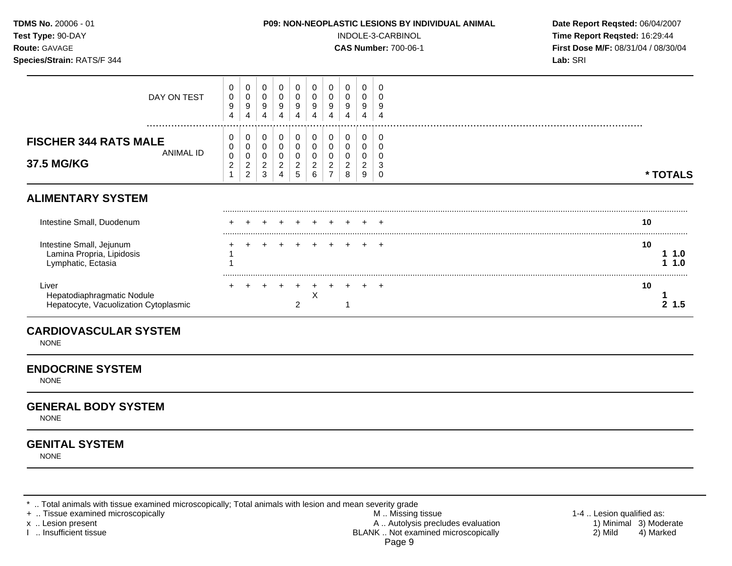**TDMS No.** 20006 - 01
**Test Type:** 90-DAY
**Route:** GAVAGE
**Species/Strain:** RATS/F 344

**P09: NON-NEOPLASTIC LESIONS BY INDIVIDUAL ANIMAL**
INDOLE-3-CARBINOL
**CAS Number:** 700-06-1

**Date Report Reqsted:** 06/04/2007
**Time Report Reqsted:** 16:29:44
**First Dose M/F:** 08/31/04 / 08/30/04
**Lab:** SRI

| DAY ON TEST | 0094 | 0094 | 0094 | 0094 | 0094 | 0094 | 0094 | 0094 | 0094 | 0094 | |
|---|---|---|---|---|---|---|---|---|---|---|---|
| **FISCHER 344 RATS MALE 37.5 MG/KG** ANIMAL ID | 00021 | 00022 | 00023 | 00024 | 00025 | 00026 | 00027 | 00028 | 00029 | 00030 | *** TOTALS** |
| **ALIMENTARY SYSTEM** | | | | | | | | | | | |
| Intestine Small, Duodenum | + | + | + | + | + | + | + | + | + | + | **10** |
| Intestine Small, Jejunum | + | + | + | + | + | + | + | + | + | + | **10** |
| Lamina Propria, Lipidosis | 1 | | | | | | | | | | **1 1.0** |
| Lymphatic, Ectasia | 1 | | | | | | | | | | **1 1.0** |
| Liver | + | + | + | + | + | + | + | + | + | + | **10** |
| Hepatodiaphragmatic Nodule | | | | | | X | | | | | **1** |
| Hepatocyte, Vacuolization Cytoplasmic | | | | | 2 | | | 1 | | | **2 1.5** |

## CARDIOVASCULAR SYSTEM

NONE

## ENDOCRINE SYSTEM

NONE

## GENERAL BODY SYSTEM

NONE

## GENITAL SYSTEM

NONE

* .. Total animals with tissue examined microscopically; Total animals with lesion and mean severity grade
+ .. Tissue examined microscopically
x .. Lesion present
I .. Insufficient tissue

M .. Missing tissue
A .. Autolysis precludes evaluation
BLANK .. Not examined microscopically

1-4 .. Lesion qualified as:
1) Minimal 3) Moderate
2) Mild 4) Marked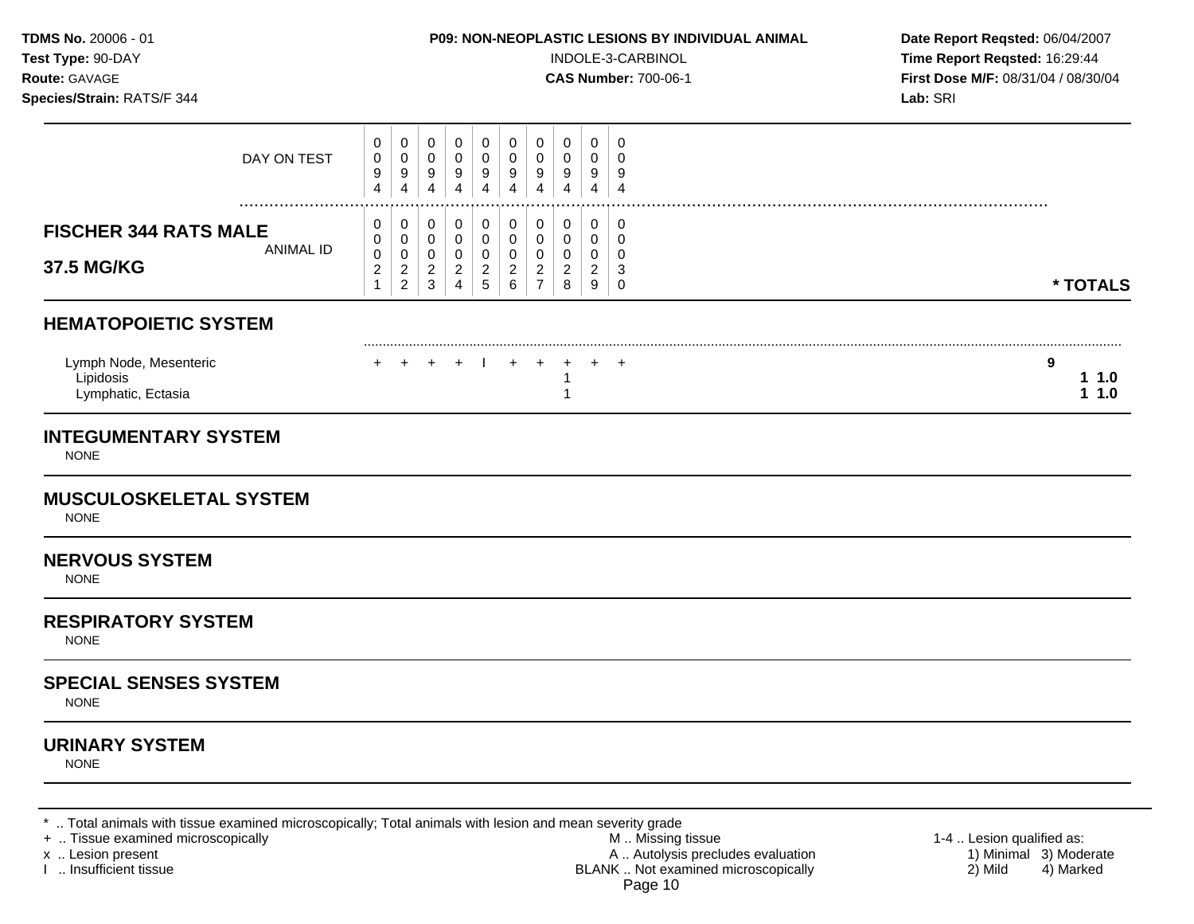**TDMS No.** 20006 - 01
**Test Type:** 90-DAY
**Route:** GAVAGE
**Species/Strain:** RATS/F 344

**P09: NON-NEOPLASTIC LESIONS BY INDIVIDUAL ANIMAL**
INDOLE-3-CARBINOL
**CAS Number:** 700-06-1

**Date Report Reqsted:** 06/04/2007
**Time Report Reqsted:** 16:29:44
**First Dose M/F:** 08/31/04 / 08/30/04
**Lab:** SRI

| DAY ON TEST | 0094 | 0094 | 0094 | 0094 | 0094 | 0094 | 0094 | 0094 | 0094 | 0094 | |
|---|---|---|---|---|---|---|---|---|---|---|---|
| **FISCHER 344 RATS MALE 37.5 MG/KG** — ANIMAL ID | 00021 | 00022 | 00023 | 00024 | 00025 | 00026 | 00027 | 00028 | 00029 | 00030 | *** TOTALS** |
| **HEMATOPOIETIC SYSTEM** | | | | | | | | | | | |
| Lymph Node, Mesenteric | + | + | + | + | I | + | + | + | + | + | **9** |
| Lipidosis | | | | | | | | 1 | | | **1 1.0** |
| Lymphatic, Ectasia | | | | | | | | 1 | | | **1 1.0** |
| **INTEGUMENTARY SYSTEM** | | | | | | | | | | | |
| NONE | | | | | | | | | | | |
| **MUSCULOSKELETAL SYSTEM** | | | | | | | | | | | |
| NONE | | | | | | | | | | | |
| **NERVOUS SYSTEM** | | | | | | | | | | | |
| NONE | | | | | | | | | | | |
| **RESPIRATORY SYSTEM** | | | | | | | | | | | |
| NONE | | | | | | | | | | | |
| **SPECIAL SENSES SYSTEM** | | | | | | | | | | | |
| NONE | | | | | | | | | | | |
| **URINARY SYSTEM** | | | | | | | | | | | |
| NONE | | | | | | | | | | | |

* .. Total animals with tissue examined microscopically; Total animals with lesion and mean severity grade
+ .. Tissue examined microscopically
x .. Lesion present
I .. Insufficient tissue

M .. Missing tissue
A .. Autolysis precludes evaluation
BLANK .. Not examined microscopically

1-4 .. Lesion qualified as:
1) Minimal 3) Moderate
2) Mild 4) Marked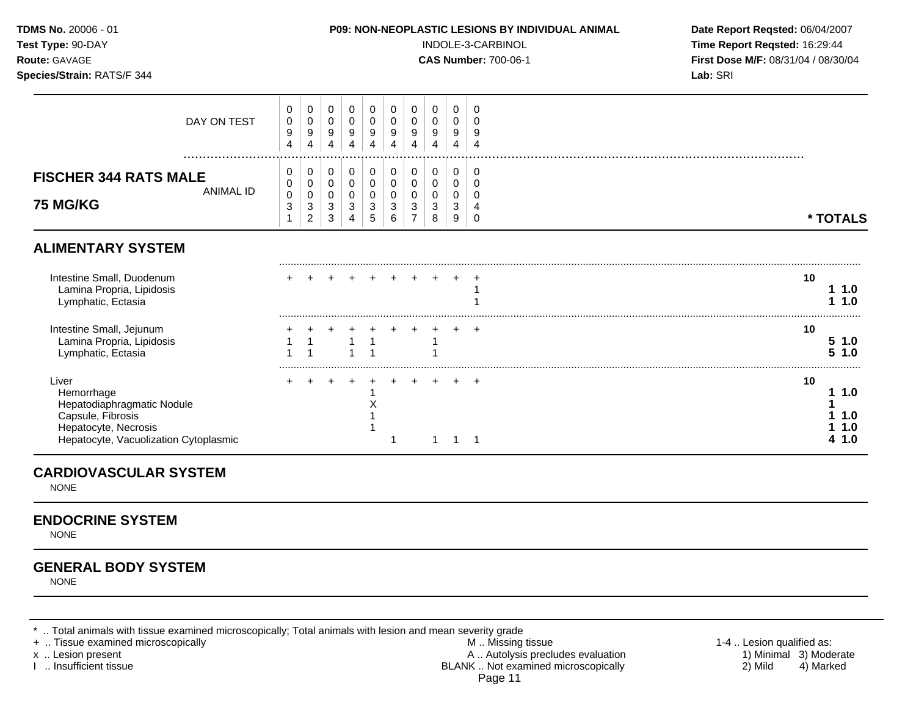**TDMS No.** 20006 - 01
**Test Type:** 90-DAY
**Route:** GAVAGE
**Species/Strain:** RATS/F 344

**P09: NON-NEOPLASTIC LESIONS BY INDIVIDUAL ANIMAL**
INDOLE-3-CARBINOL
**CAS Number:** 700-06-1

**Date Report Reqsted:** 06/04/2007
**Time Report Reqsted:** 16:29:44
**First Dose M/F:** 08/31/04 / 08/30/04
**Lab:** SRI

| DAY ON TEST | 0094 | 0094 | 0094 | 0094 | 0094 | 0094 | 0094 | 0094 | 0094 | 0094 | |
|---|---|---|---|---|---|---|---|---|---|---|---|
| **FISCHER 344 RATS MALE 75 MG/KG** ANIMAL ID | 00031 | 00032 | 00033 | 00034 | 00035 | 00036 | 00037 | 00038 | 00039 | 00040 | *** TOTALS** |

## ALIMENTARY SYSTEM

| | 31 | 32 | 33 | 34 | 35 | 36 | 37 | 38 | 39 | 40 | Totals |
|---|---|---|---|---|---|---|---|---|---|---|---|
| Intestine Small, Duodenum | + | + | + | + | + | + | + | + | + | + | 10 |
| Lamina Propria, Lipidosis | | | | | | | | | | 1 | **1 1.0** |
| Lymphatic, Ectasia | | | | | | | | | | 1 | **1 1.0** |
| Intestine Small, Jejunum | + | + | + | + | + | + | + | + | + | + | 10 |
| Lamina Propria, Lipidosis | 1 | 1 | | 1 | 1 | | | 1 | | | **5 1.0** |
| Lymphatic, Ectasia | 1 | 1 | | 1 | 1 | | | 1 | | | **5 1.0** |
| Liver | + | + | + | + | + | + | + | + | + | + | 10 |
| Hemorrhage | | | | | 1 | | | | | | **1 1.0** |
| Hepatodiaphragmatic Nodule | | | | | X | | | | | | **1** |
| Capsule, Fibrosis | | | | | 1 | | | | | | **1 1.0** |
| Hepatocyte, Necrosis | | | | | 1 | | | | | | **1 1.0** |
| Hepatocyte, Vacuolization Cytoplasmic | | | | | | 1 | | 1 | 1 | 1 | **4 1.0** |

## CARDIOVASCULAR SYSTEM

NONE

## ENDOCRINE SYSTEM

NONE

## GENERAL BODY SYSTEM

NONE

\* .. Total animals with tissue examined microscopically; Total animals with lesion and mean severity grade
\+ .. Tissue examined microscopically
x .. Lesion present
I .. Insufficient tissue

M .. Missing tissue
A .. Autolysis precludes evaluation
BLANK .. Not examined microscopically

1-4 .. Lesion qualified as:
1) Minimal 2) Mild 3) Moderate 4) Marked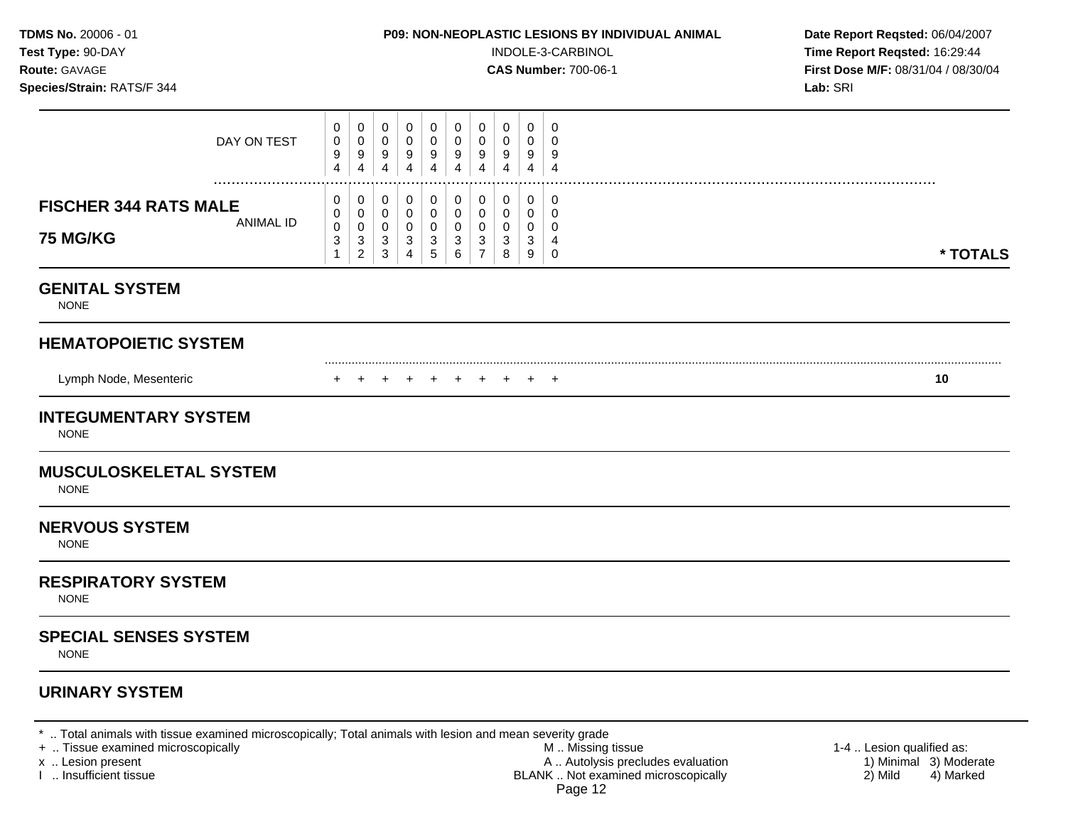**TDMS No.** 20006 - 01
**Test Type:** 90-DAY
**Route:** GAVAGE
**Species/Strain:** RATS/F 344

**P09: NON-NEOPLASTIC LESIONS BY INDIVIDUAL ANIMAL**
INDOLE-3-CARBINOL
**CAS Number:** 700-06-1

**Date Report Reqsted:** 06/04/2007
**Time Report Reqsted:** 16:29:44
**First Dose M/F:** 08/31/04 / 08/30/04
**Lab:** SRI

| DAY ON TEST | 0094 | 0094 | 0094 | 0094 | 0094 | 0094 | 0094 | 0094 | 0094 | 0094 | |
|---|---|---|---|---|---|---|---|---|---|---|---|
| **FISCHER 344 RATS MALE 75 MG/KG** — ANIMAL ID | 00031 | 00032 | 00033 | 00034 | 00035 | 00036 | 00037 | 00038 | 00039 | 00040 | *** TOTALS** |

## GENITAL SYSTEM

NONE

## HEMATOPOIETIC SYSTEM

| | | | | | | | | | | | |
|---|---|---|---|---|---|---|---|---|---|---|---|
| Lymph Node, Mesenteric | + | + | + | + | + | + | + | + | + | + | **10** |

## INTEGUMENTARY SYSTEM

NONE

## MUSCULOSKELETAL SYSTEM

NONE

## NERVOUS SYSTEM

NONE

## RESPIRATORY SYSTEM

NONE

## SPECIAL SENSES SYSTEM

NONE

## URINARY SYSTEM

\* .. Total animals with tissue examined microscopically; Total animals with lesion and mean severity grade
\+ .. Tissue examined microscopically
x .. Lesion present
I .. Insufficient tissue

M .. Missing tissue
A .. Autolysis precludes evaluation
BLANK .. Not examined microscopically

1-4 .. Lesion qualified as:
1) Minimal 3) Moderate
2) Mild 4) Marked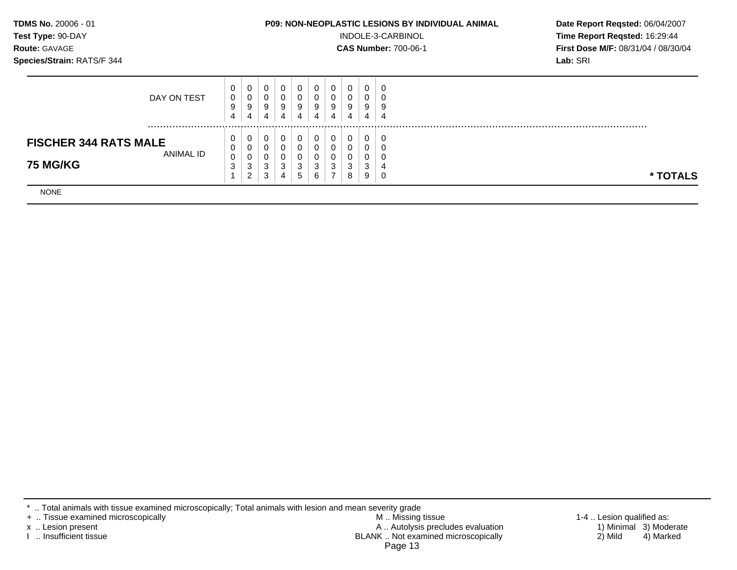**TDMS No.** 20006 - 01
**Test Type:** 90-DAY
**Route:** GAVAGE
**Species/Strain:** RATS/F 344

**P09: NON-NEOPLASTIC LESIONS BY INDIVIDUAL ANIMAL**
INDOLE-3-CARBINOL
**CAS Number:** 700-06-1

**Date Report Reqsted:** 06/04/2007
**Time Report Reqsted:** 16:29:44
**First Dose M/F:** 08/31/04 / 08/30/04
**Lab:** SRI

| | | | | | | | | | | | |
|---|---|---|---|---|---|---|---|---|---|---|---|
| DAY ON TEST | 0<br>0<br>9<br>4 | 0<br>0<br>9<br>4 | 0<br>0<br>9<br>4 | 0<br>0<br>9<br>4 | 0<br>0<br>9<br>4 | 0<br>0<br>9<br>4 | 0<br>0<br>9<br>4 | 0<br>0<br>9<br>4 | 0<br>0<br>9<br>4 | 0<br>0<br>9<br>4 | |
| **FISCHER 344 RATS MALE** ANIMAL ID **75 MG/KG** | 0<br>0<br>0<br>3<br>1 | 0<br>0<br>0<br>3<br>2 | 0<br>0<br>0<br>3<br>3 | 0<br>0<br>0<br>3<br>4 | 0<br>0<br>0<br>3<br>5 | 0<br>0<br>0<br>3<br>6 | 0<br>0<br>0<br>3<br>7 | 0<br>0<br>0<br>3<br>8 | 0<br>0<br>0<br>3<br>9 | 0<br>0<br>0<br>4<br>0 | **\* TOTALS** |
| NONE | | | | | | | | | | | |

\* .. Total animals with tissue examined microscopically; Total animals with lesion and mean severity grade
\+ .. Tissue examined microscopically
x .. Lesion present
I .. Insufficient tissue

M .. Missing tissue
A .. Autolysis precludes evaluation
BLANK .. Not examined microscopically

1-4 .. Lesion qualified as:
1) Minimal 3) Moderate
2) Mild 4) Marked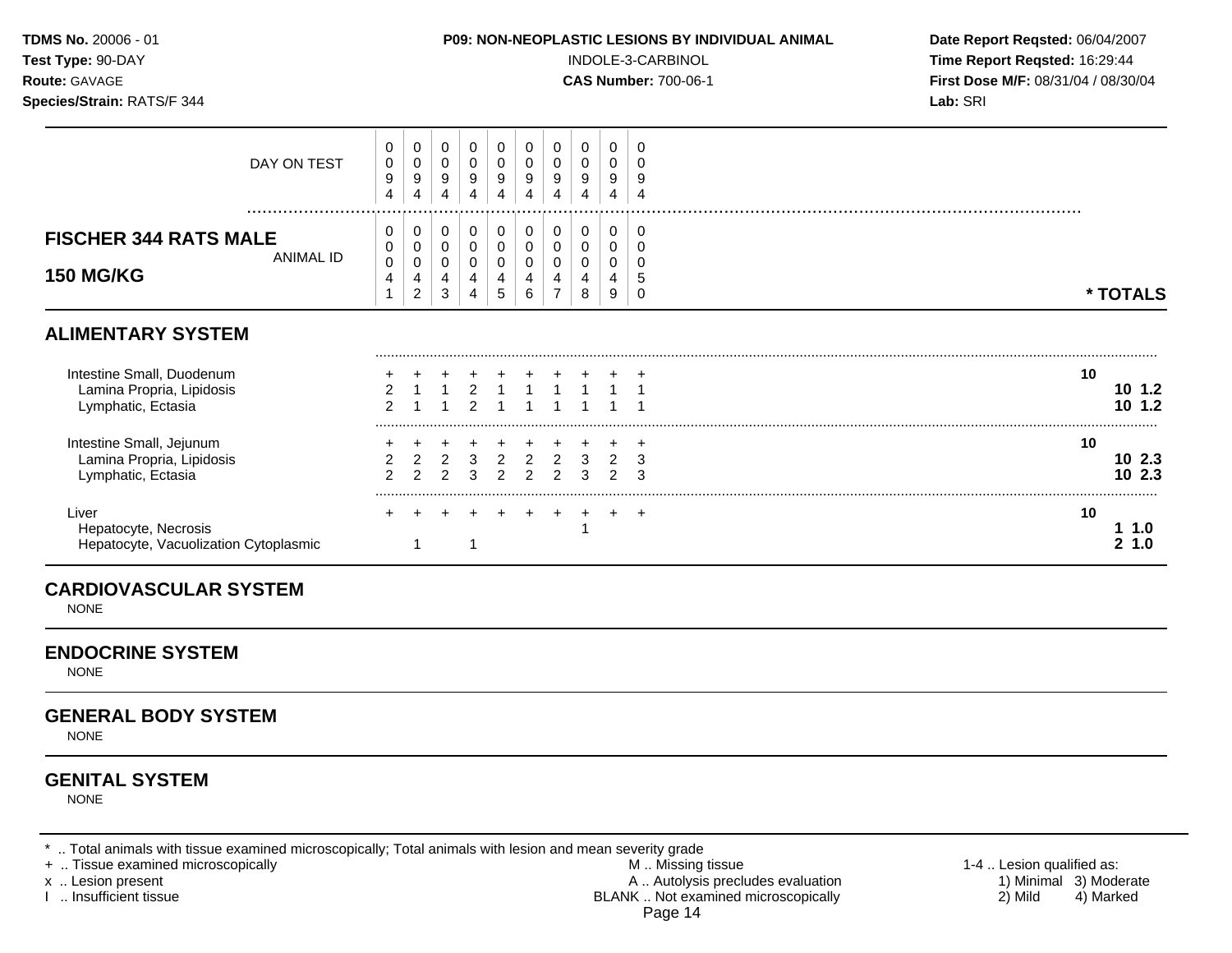**TDMS No.** 20006 - 01
**Test Type:** 90-DAY
**Route:** GAVAGE
**Species/Strain:** RATS/F 344

**P09: NON-NEOPLASTIC LESIONS BY INDIVIDUAL ANIMAL**
INDOLE-3-CARBINOL
**CAS Number:** 700-06-1

**Date Report Reqsted:** 06/04/2007
**Time Report Reqsted:** 16:29:44
**First Dose M/F:** 08/31/04 / 08/30/04
**Lab:** SRI

## FISCHER 344 RATS MALE 150 MG/KG

| DAY ON TEST | 0094 | 0094 | 0094 | 0094 | 0094 | 0094 | 0094 | 0094 | 0094 | 0094 | |
|---|---|---|---|---|---|---|---|---|---|---|---|
| **ANIMAL ID** | 00041 | 00042 | 00043 | 00044 | 00045 | 00046 | 00047 | 00048 | 00049 | 00050 | *** TOTALS** |
| **ALIMENTARY SYSTEM** | | | | | | | | | | | |
| Intestine Small, Duodenum | + | + | + | + | + | + | + | + | + | + | 10 |
| Lamina Propria, Lipidosis | 2 | 1 | 1 | 2 | 1 | 1 | 1 | 1 | 1 | 1 | **10 1.2** |
| Lymphatic, Ectasia | 2 | 1 | 1 | 2 | 1 | 1 | 1 | 1 | 1 | 1 | **10 1.2** |
| Intestine Small, Jejunum | + | + | + | + | + | + | + | + | + | + | 10 |
| Lamina Propria, Lipidosis | 2 | 2 | 2 | 3 | 2 | 2 | 2 | 3 | 2 | 3 | **10 2.3** |
| Lymphatic, Ectasia | 2 | 2 | 2 | 3 | 2 | 2 | 2 | 3 | 2 | 3 | **10 2.3** |
| Liver | + | + | + | + | + | + | + | + | + | + | 10 |
| Hepatocyte, Necrosis | | | | | | | | 1 | | | **1 1.0** |
| Hepatocyte, Vacuolization Cytoplasmic | | 1 | | 1 | | | | | | | **2 1.0** |

## CARDIOVASCULAR SYSTEM
NONE

## ENDOCRINE SYSTEM
NONE

## GENERAL BODY SYSTEM
NONE

## GENITAL SYSTEM
NONE

* .. Total animals with tissue examined microscopically; Total animals with lesion and mean severity grade
+ .. Tissue examined microscopically
x .. Lesion present
I .. Insufficient tissue

M .. Missing tissue
A .. Autolysis precludes evaluation
BLANK .. Not examined microscopically

1-4 .. Lesion qualified as:
1) Minimal 2) Mild 3) Moderate 4) Marked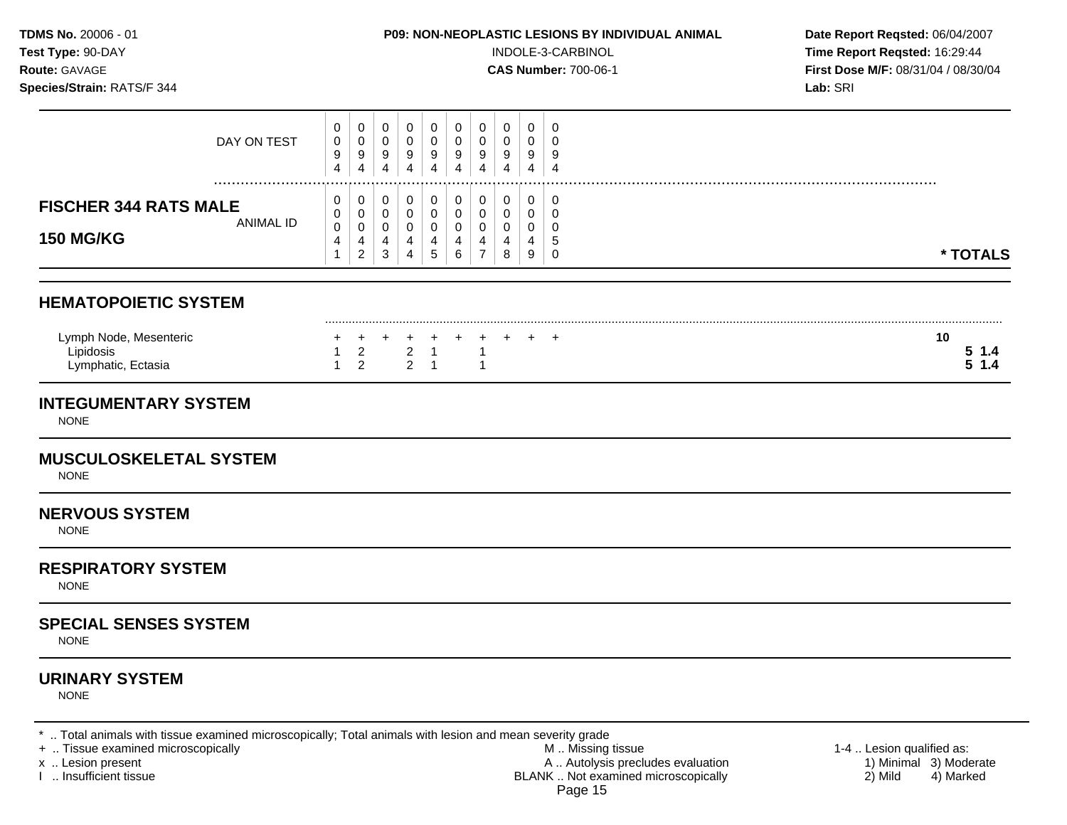**TDMS No.** 20006 - 01
**Test Type:** 90-DAY
**Route:** GAVAGE
**Species/Strain:** RATS/F 344

**P09: NON-NEOPLASTIC LESIONS BY INDIVIDUAL ANIMAL**
INDOLE-3-CARBINOL
**CAS Number:** 700-06-1

**Date Report Reqsted:** 06/04/2007
**Time Report Reqsted:** 16:29:44
**First Dose M/F:** 08/31/04 / 08/30/04
**Lab:** SRI

| **FISCHER 344 RATS MALE 150 MG/KG** | | | | | | | | | | | |
|---|---|---|---|---|---|---|---|---|---|---|---|
| DAY ON TEST | 0094 | 0094 | 0094 | 0094 | 0094 | 0094 | 0094 | 0094 | 0094 | 0094 | |
| ANIMAL ID | 00041 | 00042 | 00043 | 00044 | 00045 | 00046 | 00047 | 00048 | 00049 | 00050 | *** TOTALS** |
| **HEMATOPOIETIC SYSTEM** | | | | | | | | | | | |
| Lymph Node, Mesenteric | + | + | + | + | + | + | + | + | + | + | **10** |
| Lipidosis | 1 | 2 | | 2 | 1 | | 1 | | | | **5 1.4** |
| Lymphatic, Ectasia | 1 | 2 | | 2 | 1 | | 1 | | | | **5 1.4** |

## INTEGUMENTARY SYSTEM
NONE

## MUSCULOSKELETAL SYSTEM
NONE

## NERVOUS SYSTEM
NONE

## RESPIRATORY SYSTEM
NONE

## SPECIAL SENSES SYSTEM
NONE

## URINARY SYSTEM
NONE

\* .. Total animals with tissue examined microscopically; Total animals with lesion and mean severity grade
\+ .. Tissue examined microscopically
x .. Lesion present
I .. Insufficient tissue
M .. Missing tissue
A .. Autolysis precludes evaluation
BLANK .. Not examined microscopically
1-4 .. Lesion qualified as: 1) Minimal 2) Mild 3) Moderate 4) Marked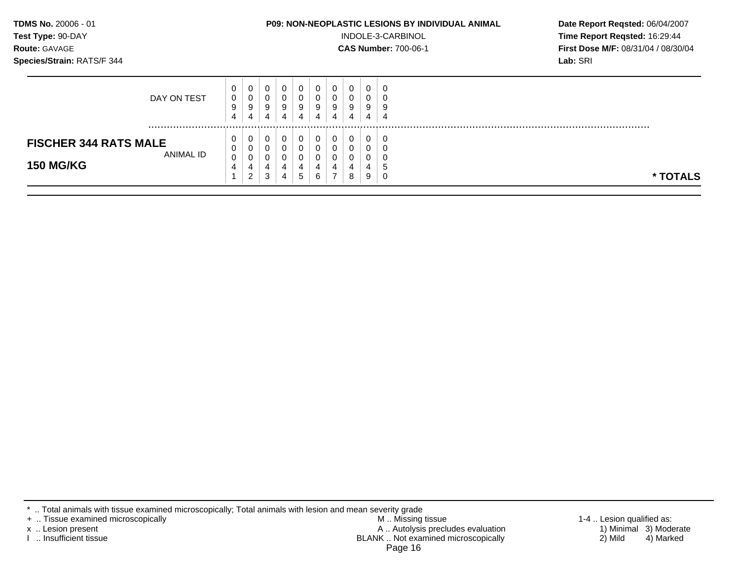**TDMS No.** 20006 - 01
**Test Type:** 90-DAY
**Route:** GAVAGE
**Species/Strain:** RATS/F 344

**P09: NON-NEOPLASTIC LESIONS BY INDIVIDUAL ANIMAL**
INDOLE-3-CARBINOL
**CAS Number:** 700-06-1

**Date Report Reqsted:** 06/04/2007
**Time Report Reqsted:** 16:29:44
**First Dose M/F:** 08/31/04 / 08/30/04
**Lab:** SRI

| | | | | | | | | | | | |
|---|---|---|---|---|---|---|---|---|---|---|---|
| DAY ON TEST | 0094 | 0094 | 0094 | 0094 | 0094 | 0094 | 0094 | 0094 | 0094 | 0094 | |
| **FISCHER 344 RATS MALE 150 MG/KG** ANIMAL ID | 00041 | 00042 | 00043 | 00044 | 00045 | 00046 | 00047 | 00048 | 00049 | 00050 | **\* TOTALS** |

\* .. Total animals with tissue examined microscopically; Total animals with lesion and mean severity grade
\+ .. Tissue examined microscopically
x .. Lesion present
I .. Insufficient tissue

M .. Missing tissue
A .. Autolysis precludes evaluation
BLANK .. Not examined microscopically

1-4 .. Lesion qualified as:
1) Minimal 3) Moderate
2) Mild 4) Marked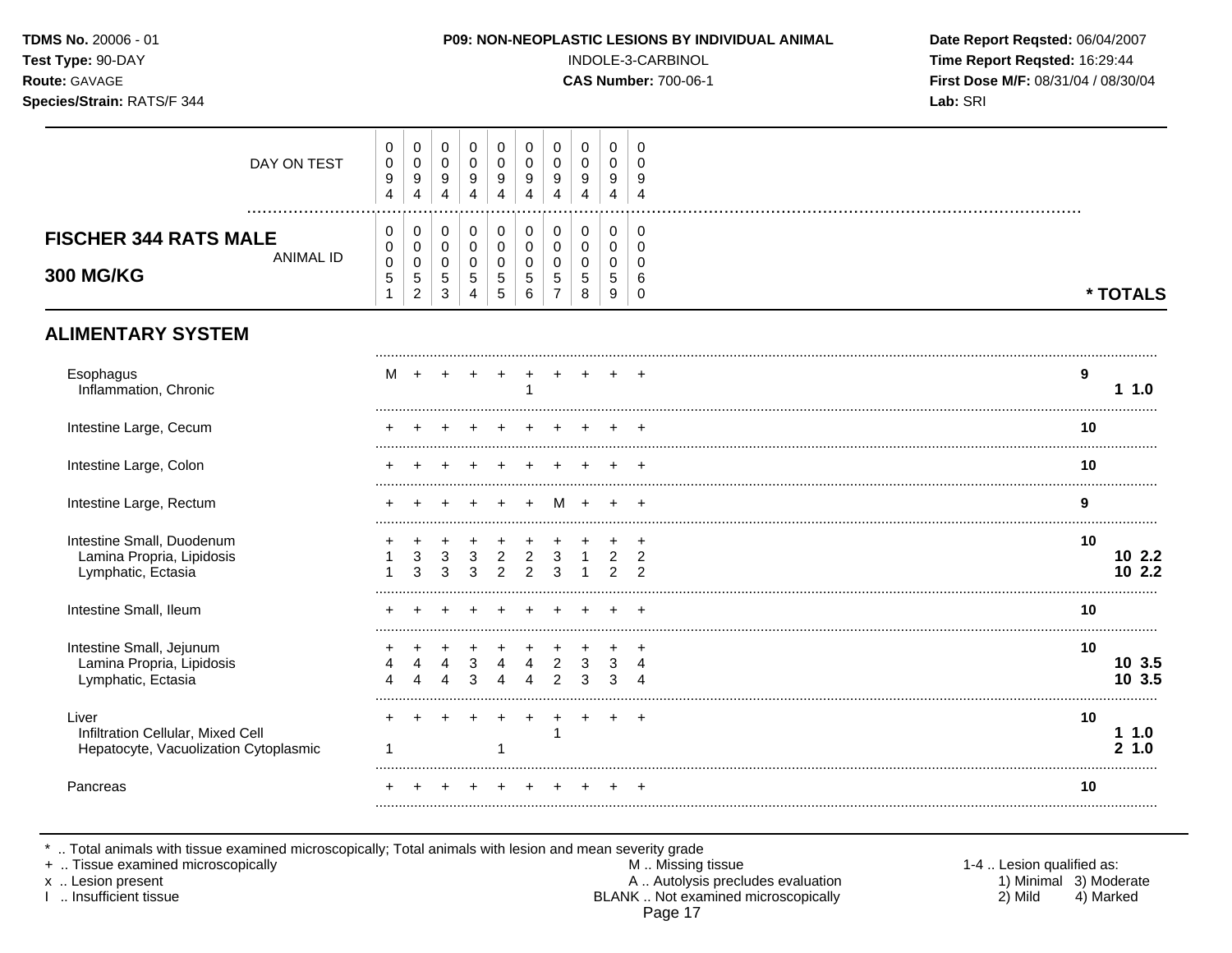**TDMS No.** 20006 - 01
**Test Type:** 90-DAY
**Route:** GAVAGE
**Species/Strain:** RATS/F 344

**P09: NON-NEOPLASTIC LESIONS BY INDIVIDUAL ANIMAL**
INDOLE-3-CARBINOL
**CAS Number:** 700-06-1

**Date Report Reqsted:** 06/04/2007
**Time Report Reqsted:** 16:29:44
**First Dose M/F:** 08/31/04 / 08/30/04
**Lab:** SRI

## FISCHER 344 RATS MALE 300 MG/KG

| DAY ON TEST | 0094 | 0094 | 0094 | 0094 | 0094 | 0094 | 0094 | 0094 | 0094 | 0094 | |
|---|---|---|---|---|---|---|---|---|---|---|---|
| ANIMAL ID | 00051 | 00052 | 00053 | 00054 | 00055 | 00056 | 00057 | 00058 | 00059 | 00060 | * TOTALS |
| **ALIMENTARY SYSTEM** | | | | | | | | | | | |
| Esophagus | M | + | + | + | + | + | + | + | + | + | 9 |
| Inflammation, Chronic | | | | | | 1 | | | | | 1 1.0 |
| Intestine Large, Cecum | + | + | + | + | + | + | + | + | + | + | 10 |
| Intestine Large, Colon | + | + | + | + | + | + | + | + | + | + | 10 |
| Intestine Large, Rectum | + | + | + | + | + | + | M | + | + | + | 9 |
| Intestine Small, Duodenum | + | + | + | + | + | + | + | + | + | + | 10 |
| Lamina Propria, Lipidosis | 1 | 3 | 3 | 3 | 2 | 2 | 3 | 1 | 2 | 2 | 10 2.2 |
| Lymphatic, Ectasia | 1 | 3 | 3 | 3 | 2 | 2 | 3 | 1 | 2 | 2 | 10 2.2 |
| Intestine Small, Ileum | + | + | + | + | + | + | + | + | + | + | 10 |
| Intestine Small, Jejunum | + | + | + | + | + | + | + | + | + | + | 10 |
| Lamina Propria, Lipidosis | 4 | 4 | 4 | 3 | 4 | 4 | 2 | 3 | 3 | 4 | 10 3.5 |
| Lymphatic, Ectasia | 4 | 4 | 4 | 3 | 4 | 4 | 2 | 3 | 3 | 4 | 10 3.5 |
| Liver | + | + | + | + | + | + | + | + | + | + | 10 |
| Infiltration Cellular, Mixed Cell | | | | | | | 1 | | | | 1 1.0 |
| Hepatocyte, Vacuolization Cytoplasmic | 1 | | | | 1 | | | | | | 2 1.0 |
| Pancreas | + | + | + | + | + | + | + | + | + | + | 10 |

\* .. Total animals with tissue examined microscopically; Total animals with lesion and mean severity grade
\+ .. Tissue examined microscopically
x .. Lesion present
I .. Insufficient tissue

M .. Missing tissue
A .. Autolysis precludes evaluation
BLANK .. Not examined microscopically

1-4 .. Lesion qualified as:
1) Minimal 3) Moderate
2) Mild 4) Marked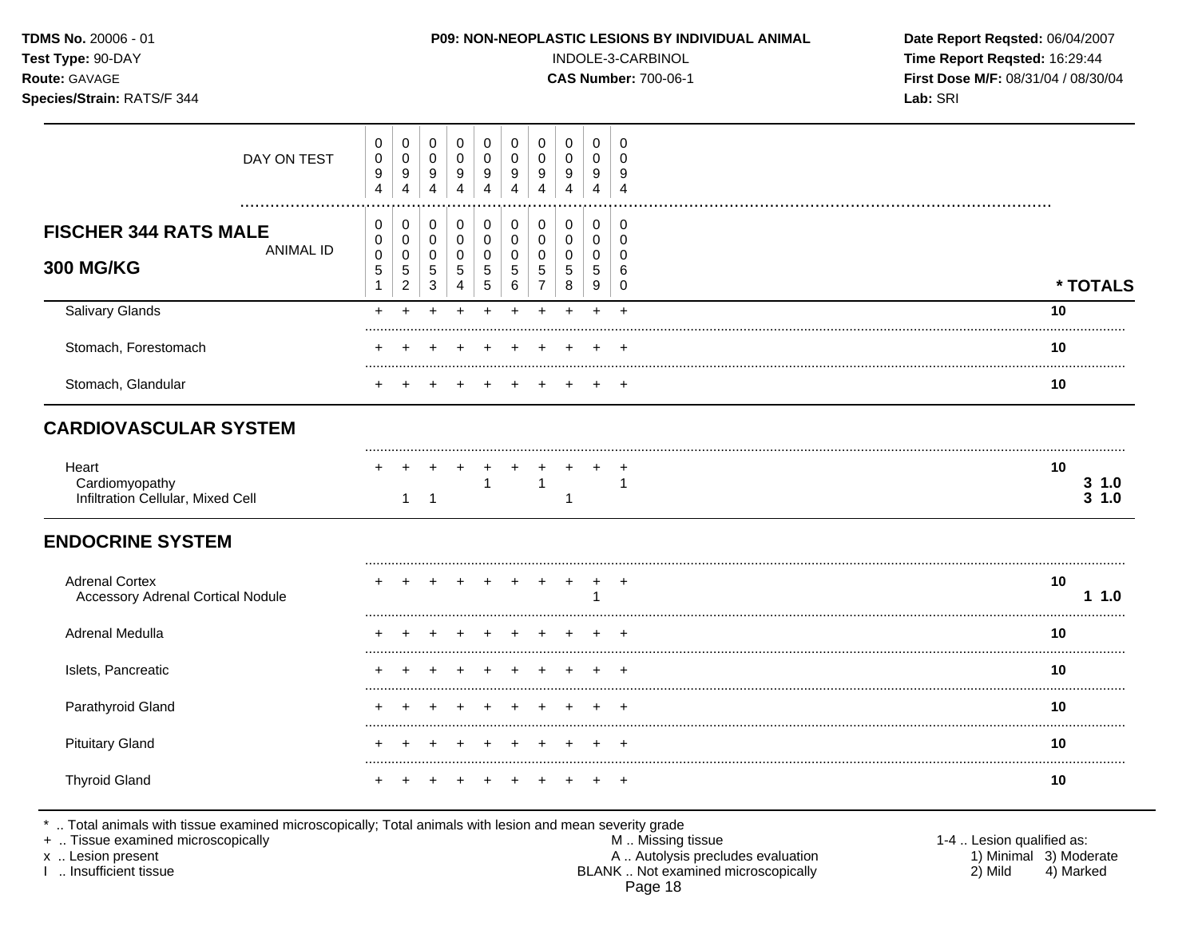**TDMS No.** 20006 - 01
**Test Type:** 90-DAY
**Route:** GAVAGE
**Species/Strain:** RATS/F 344

**P09: NON-NEOPLASTIC LESIONS BY INDIVIDUAL ANIMAL**
INDOLE-3-CARBINOL
**CAS Number:** 700-06-1

**Date Report Reqsted:** 06/04/2007
**Time Report Reqsted:** 16:29:44
**First Dose M/F:** 08/31/04 / 08/30/04
**Lab:** SRI

| DAY ON TEST | 0094 | 0094 | 0094 | 0094 | 0094 | 0094 | 0094 | 0094 | 0094 | 0094 | |
|---|---|---|---|---|---|---|---|---|---|---|---|
| **FISCHER 344 RATS MALE 300 MG/KG** — ANIMAL ID | 00051 | 00052 | 00053 | 00054 | 00055 | 00056 | 00057 | 00058 | 00059 | 00060 | *** TOTALS** |
| Salivary Glands | + | + | + | + | + | + | + | + | + | + | 10 |
| Stomach, Forestomach | + | + | + | + | + | + | + | + | + | + | 10 |
| Stomach, Glandular | + | + | + | + | + | + | + | + | + | + | 10 |
| **CARDIOVASCULAR SYSTEM** | | | | | | | | | | | |
| Heart | + | + | + | + | + | + | + | + | + | + | 10 |
| Cardiomyopathy | | | | | 1 | | 1 | | | 1 | 3 1.0 |
| Infiltration Cellular, Mixed Cell | | 1 | 1 | | | | | 1 | | | 3 1.0 |
| **ENDOCRINE SYSTEM** | | | | | | | | | | | |
| Adrenal Cortex | + | + | + | + | + | + | + | + | + | + | 10 |
| Accessory Adrenal Cortical Nodule | | | | | | | | | 1 | | 1 1.0 |
| Adrenal Medulla | + | + | + | + | + | + | + | + | + | + | 10 |
| Islets, Pancreatic | + | + | + | + | + | + | + | + | + | + | 10 |
| Parathyroid Gland | + | + | + | + | + | + | + | + | + | + | 10 |
| Pituitary Gland | + | + | + | + | + | + | + | + | + | + | 10 |
| Thyroid Gland | + | + | + | + | + | + | + | + | + | + | 10 |

* .. Total animals with tissue examined microscopically; Total animals with lesion and mean severity grade
+ .. Tissue examined microscopically
x .. Lesion present
I .. Insufficient tissue

M .. Missing tissue
A .. Autolysis precludes evaluation
BLANK .. Not examined microscopically

1-4 .. Lesion qualified as:
1) Minimal 3) Moderate
2) Mild 4) Marked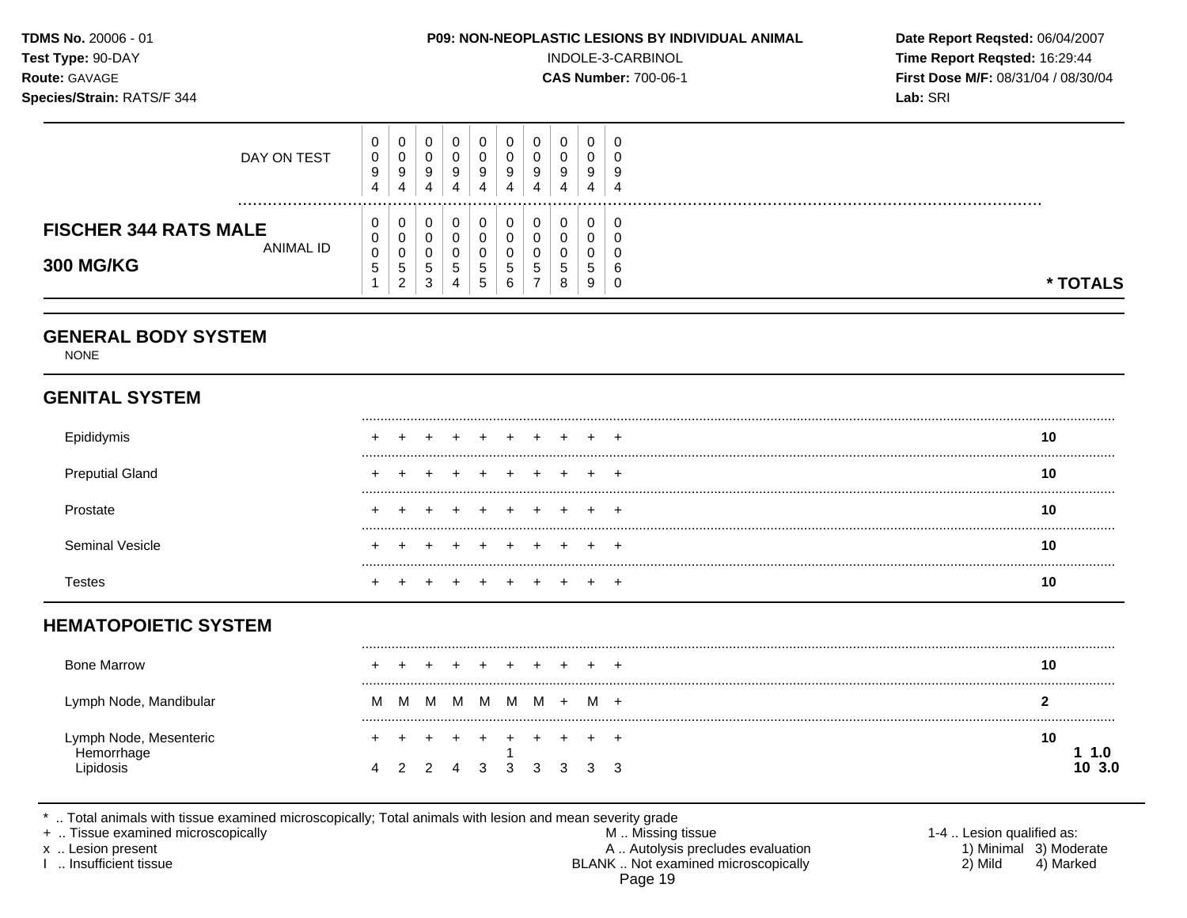**TDMS No.** 20006 - 01
**Test Type:** 90-DAY
**Route:** GAVAGE
**Species/Strain:** RATS/F 344

**P09: NON-NEOPLASTIC LESIONS BY INDIVIDUAL ANIMAL**
INDOLE-3-CARBINOL
**CAS Number:** 700-06-1

**Date Report Reqsted:** 06/04/2007
**Time Report Reqsted:** 16:29:44
**First Dose M/F:** 08/31/04 / 08/30/04
**Lab:** SRI

## FISCHER 344 RATS MALE
## 300 MG/KG

| | | | | | | | | | | | |
|---|---|---|---|---|---|---|---|---|---|---|---|
| DAY ON TEST | 0094 | 0094 | 0094 | 0094 | 0094 | 0094 | 0094 | 0094 | 0094 | 0094 | |
| ANIMAL ID | 00051 | 00052 | 00053 | 00054 | 00055 | 00056 | 00057 | 00058 | 00059 | 00060 | * TOTALS |
| **GENERAL BODY SYSTEM** | | | | | | | | | | | |
| NONE | | | | | | | | | | | |
| **GENITAL SYSTEM** | | | | | | | | | | | |
| Epididymis | + | + | + | + | + | + | + | + | + | + | 10 |
| Preputial Gland | + | + | + | + | + | + | + | + | + | + | 10 |
| Prostate | + | + | + | + | + | + | + | + | + | + | 10 |
| Seminal Vesicle | + | + | + | + | + | + | + | + | + | + | 10 |
| Testes | + | + | + | + | + | + | + | + | + | + | 10 |
| **HEMATOPOIETIC SYSTEM** | | | | | | | | | | | |
| Bone Marrow | + | + | + | + | + | + | + | + | + | + | 10 |
| Lymph Node, Mandibular | M | M | M | M | M | M | M | + | M | + | 2 |
| Lymph Node, Mesenteric | + | + | + | + | + | + | + | + | + | + | 10 |
| Hemorrhage | | | | | | 1 | | | | | 1 1.0 |
| Lipidosis | 4 | 2 | 2 | 4 | 3 | 3 | 3 | 3 | 3 | 3 | 10 3.0 |

\* .. Total animals with tissue examined microscopically; Total animals with lesion and mean severity grade
\+ .. Tissue examined microscopically
x .. Lesion present
I .. Insufficient tissue

M .. Missing tissue
A .. Autolysis precludes evaluation
BLANK .. Not examined microscopically

1-4 .. Lesion qualified as:
1) Minimal 3) Moderate
2) Mild 4) Marked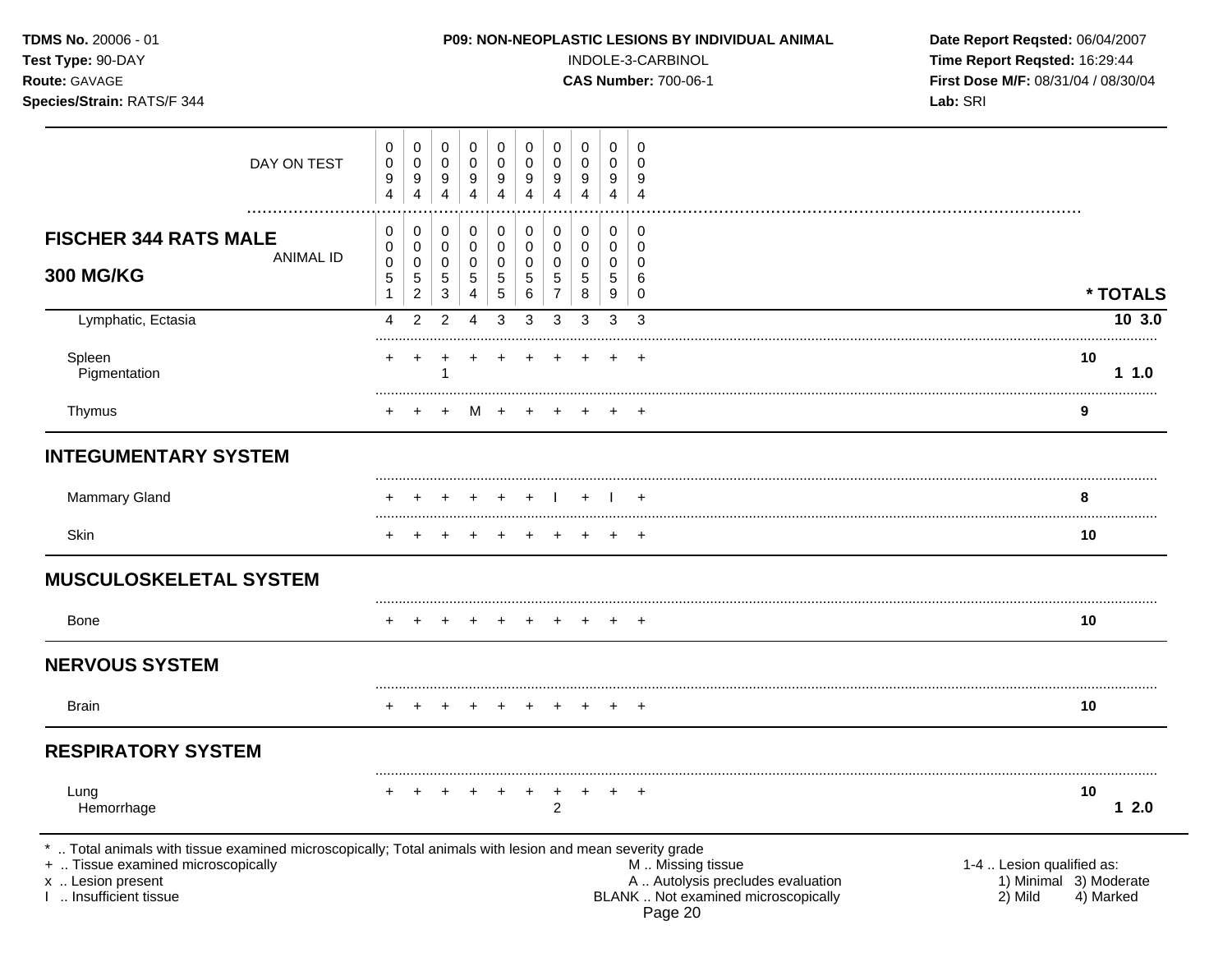**TDMS No.** 20006 - 01
**Test Type:** 90-DAY
**Route:** GAVAGE
**Species/Strain:** RATS/F 344

**P09: NON-NEOPLASTIC LESIONS BY INDIVIDUAL ANIMAL**
INDOLE-3-CARBINOL
**CAS Number:** 700-06-1

**Date Report Reqsted:** 06/04/2007
**Time Report Reqsted:** 16:29:44
**First Dose M/F:** 08/31/04 / 08/30/04
**Lab:** SRI

| DAY ON TEST | 0094 | 0094 | 0094 | 0094 | 0094 | 0094 | 0094 | 0094 | 0094 | 0094 | |
|---|---|---|---|---|---|---|---|---|---|---|---|
| **FISCHER 344 RATS MALE 300 MG/KG** ANIMAL ID | 00051 | 00052 | 00053 | 00054 | 00055 | 00056 | 00057 | 00058 | 00059 | 00060 | **\* TOTALS** |
| Lymphatic, Ectasia | 4 | 2 | 2 | 4 | 3 | 3 | 3 | 3 | 3 | 3 | **10 3.0** |
| Spleen | + | + | + | + | + | + | + | + | + | + | **10** |
| Pigmentation | | | 1 | | | | | | | | **1 1.0** |
| Thymus | + | + | + | M | + | + | + | + | + | + | **9** |
| **INTEGUMENTARY SYSTEM** | | | | | | | | | | | |
| Mammary Gland | + | + | + | + | + | + | I | + | I | + | **8** |
| Skin | + | + | + | + | + | + | + | + | + | + | **10** |
| **MUSCULOSKELETAL SYSTEM** | | | | | | | | | | | |
| Bone | + | + | + | + | + | + | + | + | + | + | **10** |
| **NERVOUS SYSTEM** | | | | | | | | | | | |
| Brain | + | + | + | + | + | + | + | + | + | + | **10** |
| **RESPIRATORY SYSTEM** | | | | | | | | | | | |
| Lung | + | + | + | + | + | + | + | + | + | + | **10** |
| Hemorrhage | | | | | | | 2 | | | | **1 2.0** |

\* .. Total animals with tissue examined microscopically; Total animals with lesion and mean severity grade
\+ .. Tissue examined microscopically
x .. Lesion present
I .. Insufficient tissue

M .. Missing tissue
A .. Autolysis precludes evaluation
BLANK .. Not examined microscopically

1-4 .. Lesion qualified as:
1) Minimal 3) Moderate
2) Mild 4) Marked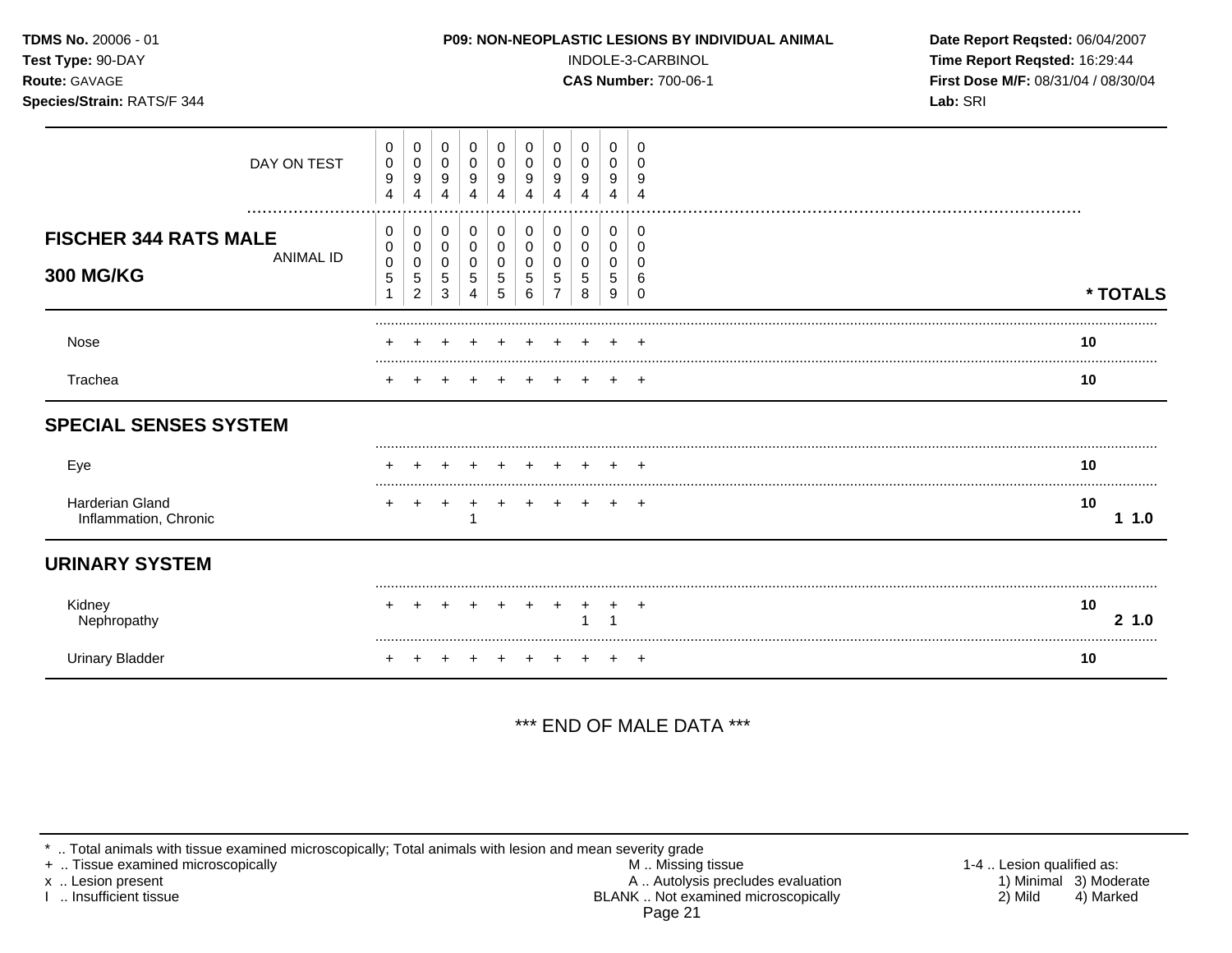**TDMS No.** 20006 - 01
**Test Type:** 90-DAY
**Route:** GAVAGE
**Species/Strain:** RATS/F 344

**P09: NON-NEOPLASTIC LESIONS BY INDIVIDUAL ANIMAL**
INDOLE-3-CARBINOL
**CAS Number:** 700-06-1

**Date Report Reqsted:** 06/04/2007
**Time Report Reqsted:** 16:29:44
**First Dose M/F:** 08/31/04 / 08/30/04
**Lab:** SRI

| **FISCHER 344 RATS MALE 300 MG/KG** | | | | | | | | | | | |
|---|---|---|---|---|---|---|---|---|---|---|---|
| DAY ON TEST | 0094 | 0094 | 0094 | 0094 | 0094 | 0094 | 0094 | 0094 | 0094 | 0094 | |
| ANIMAL ID | 00051 | 00052 | 00053 | 00054 | 00055 | 00056 | 00057 | 00058 | 00059 | 00060 | *** TOTALS** |
| Nose | + | + | + | + | + | + | + | + | + | + | **10** |
| Trachea | + | + | + | + | + | + | + | + | + | + | **10** |
| **SPECIAL SENSES SYSTEM** | | | | | | | | | | | |
| Eye | + | + | + | + | + | + | + | + | + | + | **10** |
| Harderian Gland | + | + | + | + | + | + | + | + | + | + | **10** |
| Inflammation, Chronic | | | | 1 | | | | | | | **1 1.0** |
| **URINARY SYSTEM** | | | | | | | | | | | |
| Kidney | + | + | + | + | + | + | + | + | + | + | **10** |
| Nephropathy | | | | | | | | 1 | 1 | | **2 1.0** |
| Urinary Bladder | + | + | + | + | + | + | + | + | + | + | **10** |

*** END OF MALE DATA ***

\* .. Total animals with tissue examined microscopically; Total animals with lesion and mean severity grade
\+ .. Tissue examined microscopically
x .. Lesion present
I .. Insufficient tissue

M .. Missing tissue
A .. Autolysis precludes evaluation
BLANK .. Not examined microscopically

1-4 .. Lesion qualified as:
1) Minimal 3) Moderate
2) Mild 4) Marked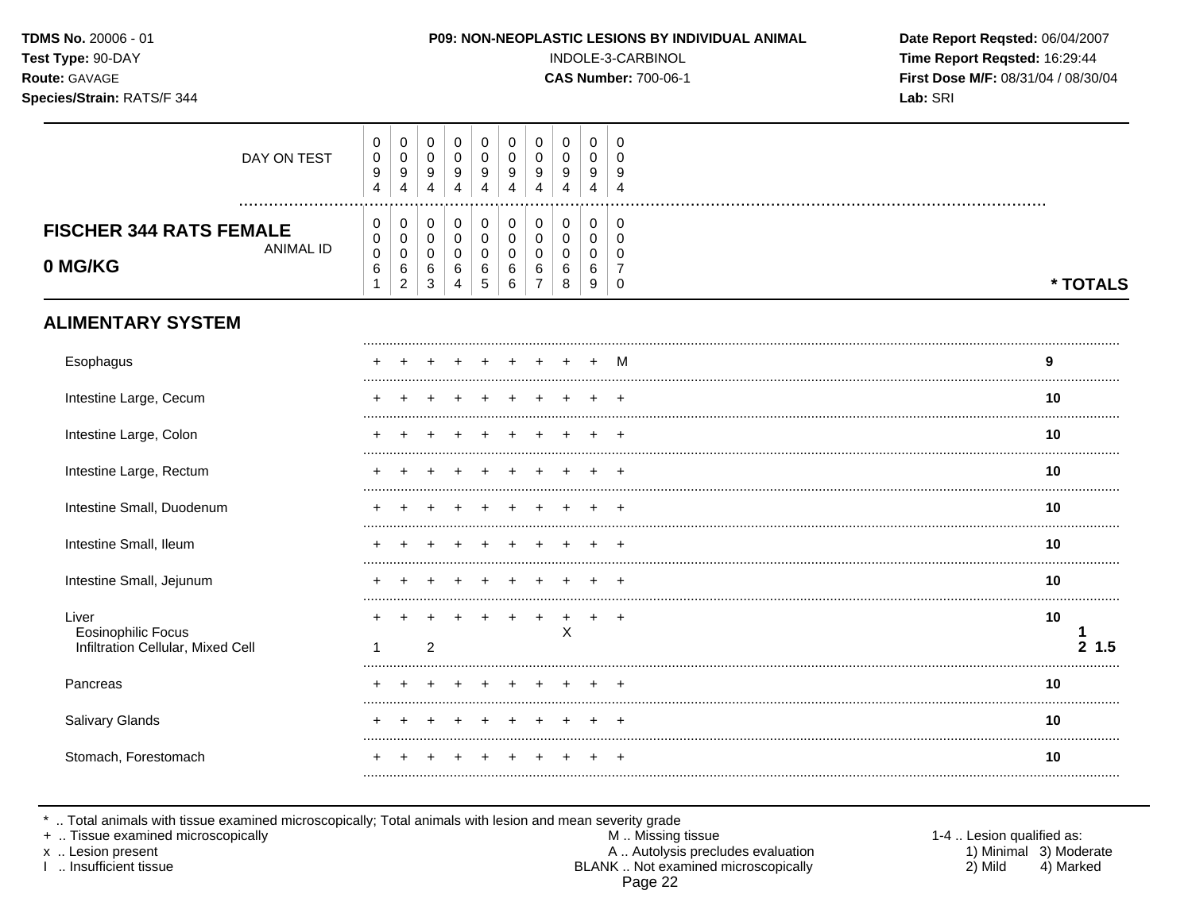**TDMS No.** 20006 - 01
**Test Type:** 90-DAY
**Route:** GAVAGE
**Species/Strain:** RATS/F 344

**P09: NON-NEOPLASTIC LESIONS BY INDIVIDUAL ANIMAL**
INDOLE-3-CARBINOL
**CAS Number:** 700-06-1

**Date Report Reqsted:** 06/04/2007
**Time Report Reqsted:** 16:29:44
**First Dose M/F:** 08/31/04 / 08/30/04
**Lab:** SRI

| DAY ON TEST | 0094 | 0094 | 0094 | 0094 | 0094 | 0094 | 0094 | 0094 | 0094 | 0094 | |
|---|---|---|---|---|---|---|---|---|---|---|---|
| **FISCHER 344 RATS FEMALE 0 MG/KG** — ANIMAL ID | 00061 | 00062 | 00063 | 00064 | 00065 | 00066 | 00067 | 00068 | 00069 | 00070 | *** TOTALS** |
| **ALIMENTARY SYSTEM** | | | | | | | | | | | |
| Esophagus | + | + | + | + | + | + | + | + | + | M | **9** |
| Intestine Large, Cecum | + | + | + | + | + | + | + | + | + | + | **10** |
| Intestine Large, Colon | + | + | + | + | + | + | + | + | + | + | **10** |
| Intestine Large, Rectum | + | + | + | + | + | + | + | + | + | + | **10** |
| Intestine Small, Duodenum | + | + | + | + | + | + | + | + | + | + | **10** |
| Intestine Small, Ileum | + | + | + | + | + | + | + | + | + | + | **10** |
| Intestine Small, Jejunum | + | + | + | + | + | + | + | + | + | + | **10** |
| Liver | + | + | + | + | + | + | + | + | + | + | **10** |
| Eosinophilic Focus | | | | | | | | X | | | **1** |
| Infiltration Cellular, Mixed Cell | 1 | | 2 | | | | | | | | **2 1.5** |
| Pancreas | + | + | + | + | + | + | + | + | + | + | **10** |
| Salivary Glands | + | + | + | + | + | + | + | + | + | + | **10** |
| Stomach, Forestomach | + | + | + | + | + | + | + | + | + | + | **10** |

* .. Total animals with tissue examined microscopically; Total animals with lesion and mean severity grade
+ .. Tissue examined microscopically
x .. Lesion present
I .. Insufficient tissue

M .. Missing tissue
A .. Autolysis precludes evaluation
BLANK .. Not examined microscopically

1-4 .. Lesion qualified as:
1) Minimal 3) Moderate
2) Mild 4) Marked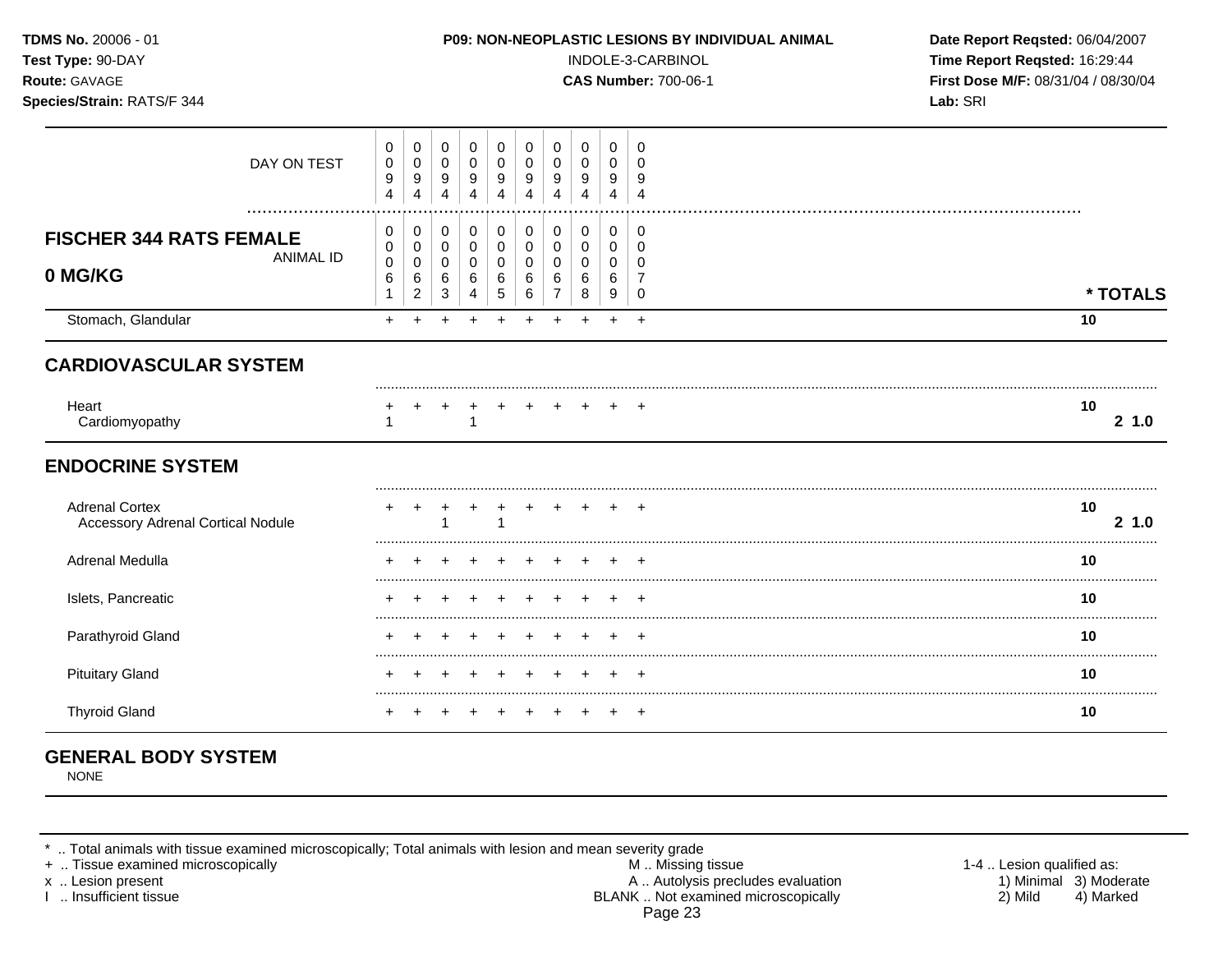**TDMS No.** 20006 - 01
**Test Type:** 90-DAY
**Route:** GAVAGE
**Species/Strain:** RATS/F 344

**P09: NON-NEOPLASTIC LESIONS BY INDIVIDUAL ANIMAL**
INDOLE-3-CARBINOL
**CAS Number:** 700-06-1

**Date Report Reqsted:** 06/04/2007
**Time Report Reqsted:** 16:29:44
**First Dose M/F:** 08/31/04 / 08/30/04
**Lab:** SRI

| DAY ON TEST | 0094 | 0094 | 0094 | 0094 | 0094 | 0094 | 0094 | 0094 | 0094 | 0094 | |
|---|---|---|---|---|---|---|---|---|---|---|---|
| **FISCHER 344 RATS FEMALE 0 MG/KG** — ANIMAL ID | 00061 | 00062 | 00063 | 00064 | 00065 | 00066 | 00067 | 00068 | 00069 | 00070 | *** TOTALS** |
| Stomach, Glandular | + | + | + | + | + | + | + | + | + | + | **10** |
| **CARDIOVASCULAR SYSTEM** | | | | | | | | | | | |
| Heart | + | + | + | + | + | + | + | + | + | + | **10** |
| Cardiomyopathy | 1 | | | 1 | | | | | | | **2 1.0** |
| **ENDOCRINE SYSTEM** | | | | | | | | | | | |
| Adrenal Cortex | + | + | + | + | + | + | + | + | + | + | **10** |
| Accessory Adrenal Cortical Nodule | | | 1 | | 1 | | | | | | **2 1.0** |
| Adrenal Medulla | + | + | + | + | + | + | + | + | + | + | **10** |
| Islets, Pancreatic | + | + | + | + | + | + | + | + | + | + | **10** |
| Parathyroid Gland | + | + | + | + | + | + | + | + | + | + | **10** |
| Pituitary Gland | + | + | + | + | + | + | + | + | + | + | **10** |
| Thyroid Gland | + | + | + | + | + | + | + | + | + | + | **10** |

## GENERAL BODY SYSTEM

NONE

\* .. Total animals with tissue examined microscopically; Total animals with lesion and mean severity grade
\+ .. Tissue examined microscopically
x .. Lesion present
I .. Insufficient tissue

M .. Missing tissue
A .. Autolysis precludes evaluation
BLANK .. Not examined microscopically

1-4 .. Lesion qualified as:
1) Minimal 2) Mild 3) Moderate 4) Marked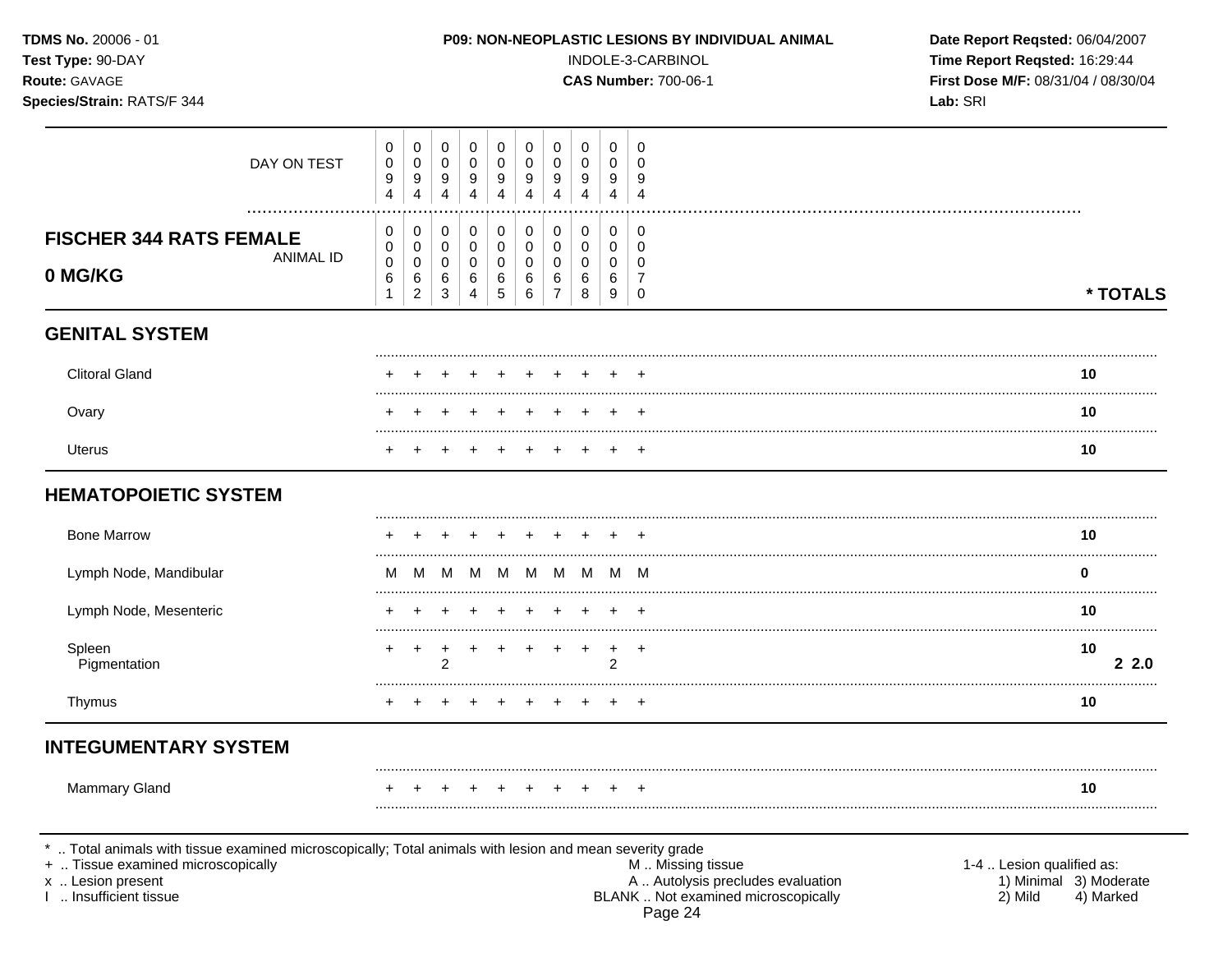**TDMS No.** 20006 - 01
**Test Type:** 90-DAY
**Route:** GAVAGE
**Species/Strain:** RATS/F 344

**P09: NON-NEOPLASTIC LESIONS BY INDIVIDUAL ANIMAL**
INDOLE-3-CARBINOL
**CAS Number:** 700-06-1

**Date Report Reqsted:** 06/04/2007
**Time Report Reqsted:** 16:29:44
**First Dose M/F:** 08/31/04 / 08/30/04
**Lab:** SRI

## FISCHER 344 RATS FEMALE 0 MG/KG

| | | | | | | | | | | | |
|---|---|---|---|---|---|---|---|---|---|---|---|
| DAY ON TEST | 0094 | 0094 | 0094 | 0094 | 0094 | 0094 | 0094 | 0094 | 0094 | 0094 | |
| ANIMAL ID | 00061 | 00062 | 00063 | 00064 | 00065 | 00066 | 00067 | 00068 | 00069 | 00070 | * TOTALS |
| **GENITAL SYSTEM** | | | | | | | | | | | |
| Clitoral Gland | + | + | + | + | + | + | + | + | + | + | 10 |
| Ovary | + | + | + | + | + | + | + | + | + | + | 10 |
| Uterus | + | + | + | + | + | + | + | + | + | + | 10 |
| **HEMATOPOIETIC SYSTEM** | | | | | | | | | | | |
| Bone Marrow | + | + | + | + | + | + | + | + | + | + | 10 |
| Lymph Node, Mandibular | M | M | M | M | M | M | M | M | M | M | 0 |
| Lymph Node, Mesenteric | + | + | + | + | + | + | + | + | + | + | 10 |
| Spleen | + | + | + | + | + | + | + | + | + | + | 10 |
| Pigmentation | | | 2 | | | | | | 2 | | 2 2.0 |
| Thymus | + | + | + | + | + | + | + | + | + | + | 10 |
| **INTEGUMENTARY SYSTEM** | | | | | | | | | | | |
| Mammary Gland | + | + | + | + | + | + | + | + | + | + | 10 |

\* .. Total animals with tissue examined microscopically; Total animals with lesion and mean severity grade
+ .. Tissue examined microscopically
x .. Lesion present
I .. Insufficient tissue

M .. Missing tissue
A .. Autolysis precludes evaluation
BLANK .. Not examined microscopically

1-4 .. Lesion qualified as:
1) Minimal 3) Moderate
2) Mild 4) Marked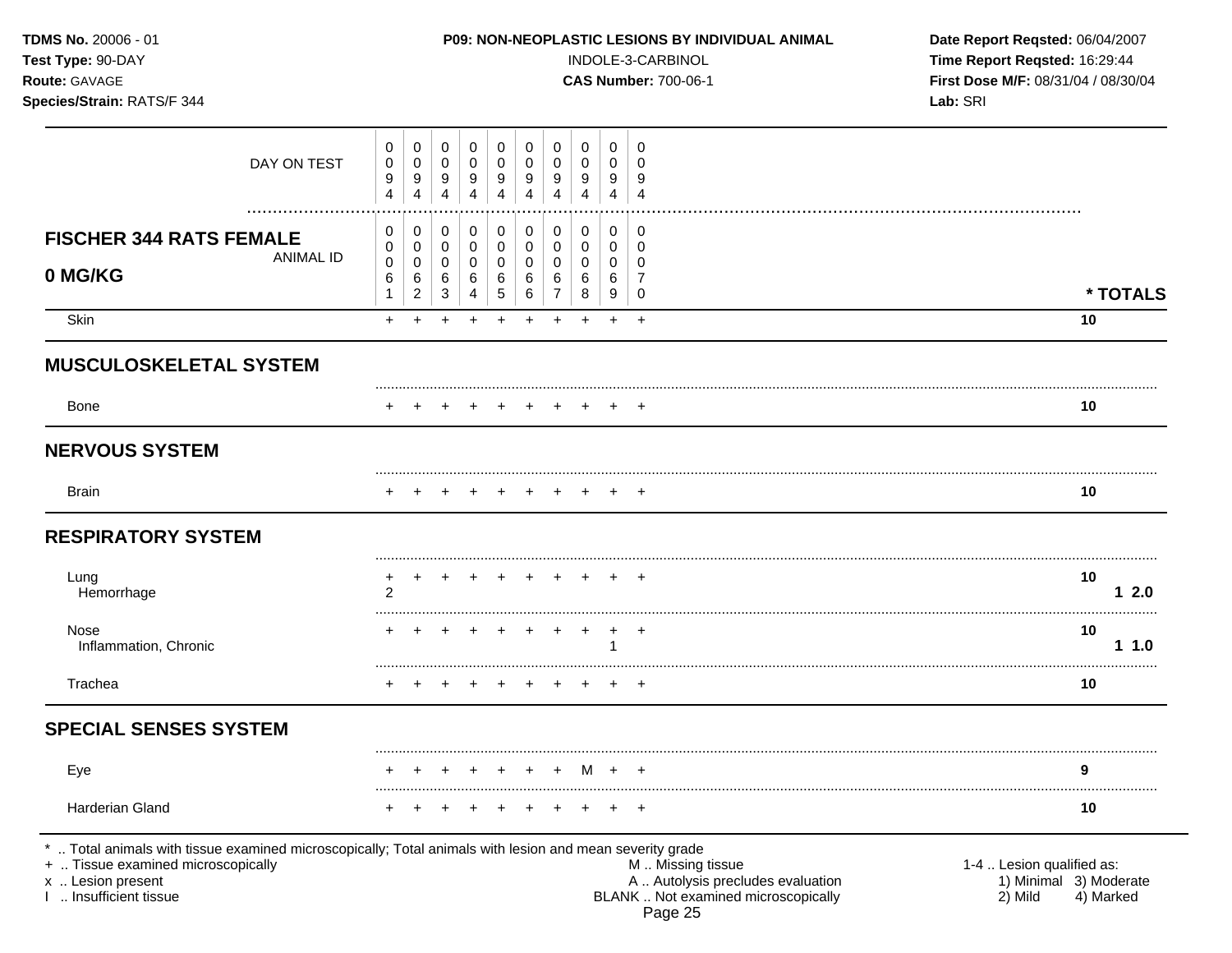**TDMS No.** 20006 - 01
**Test Type:** 90-DAY
**Route:** GAVAGE
**Species/Strain:** RATS/F 344

**P09: NON-NEOPLASTIC LESIONS BY INDIVIDUAL ANIMAL**
INDOLE-3-CARBINOL
**CAS Number:** 700-06-1

**Date Report Reqsted:** 06/04/2007
**Time Report Reqsted:** 16:29:44
**First Dose M/F:** 08/31/04 / 08/30/04
**Lab:** SRI

| DAY ON TEST | 0094 | 0094 | 0094 | 0094 | 0094 | 0094 | 0094 | 0094 | 0094 | 0094 | |
|---|---|---|---|---|---|---|---|---|---|---|---|
| **FISCHER 344 RATS FEMALE 0 MG/KG** ANIMAL ID | 00061 | 00062 | 00063 | 00064 | 00065 | 00066 | 00067 | 00068 | 00069 | 00070 | *** TOTALS** |
| Skin | + | + | + | + | + | + | + | + | + | + | **10** |
| **MUSCULOSKELETAL SYSTEM** | | | | | | | | | | | |
| Bone | + | + | + | + | + | + | + | + | + | + | **10** |
| **NERVOUS SYSTEM** | | | | | | | | | | | |
| Brain | + | + | + | + | + | + | + | + | + | + | **10** |
| **RESPIRATORY SYSTEM** | | | | | | | | | | | |
| Lung | + | + | + | + | + | + | + | + | + | + | **10** |
| Hemorrhage | 2 | | | | | | | | | | **1 2.0** |
| Nose | + | + | + | + | + | + | + | + | + | + | **10** |
| Inflammation, Chronic | | | | | | | | | 1 | | **1 1.0** |
| Trachea | + | + | + | + | + | + | + | + | + | + | **10** |
| **SPECIAL SENSES SYSTEM** | | | | | | | | | | | |
| Eye | + | + | + | + | + | + | + | M | + | + | **9** |
| Harderian Gland | + | + | + | + | + | + | + | + | + | + | **10** |

\* .. Total animals with tissue examined microscopically; Total animals with lesion and mean severity grade
\+ .. Tissue examined microscopically
x .. Lesion present
I .. Insufficient tissue

M .. Missing tissue
A .. Autolysis precludes evaluation
BLANK .. Not examined microscopically

1-4 .. Lesion qualified as:
1) Minimal 3) Moderate
2) Mild 4) Marked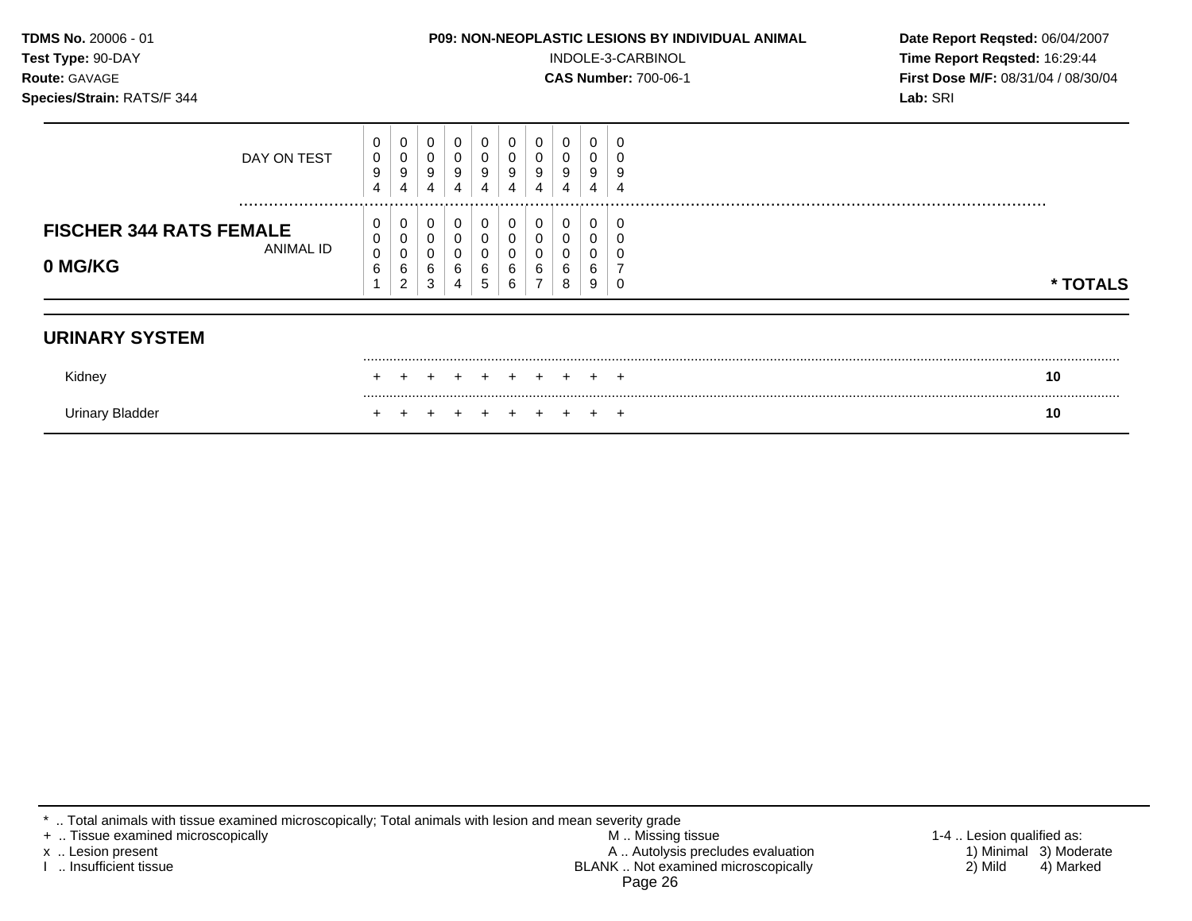**TDMS No.** 20006 - 01
**Test Type:** 90-DAY
**Route:** GAVAGE
**Species/Strain:** RATS/F 344

**P09: NON-NEOPLASTIC LESIONS BY INDIVIDUAL ANIMAL**
INDOLE-3-CARBINOL
**CAS Number:** 700-06-1

**Date Report Reqsted:** 06/04/2007
**Time Report Reqsted:** 16:29:44
**First Dose M/F:** 08/31/04 / 08/30/04
**Lab:** SRI

| DAY ON TEST | 0094 | 0094 | 0094 | 0094 | 0094 | 0094 | 0094 | 0094 | 0094 | 0094 | |
|---|---|---|---|---|---|---|---|---|---|---|---|
| **FISCHER 344 RATS FEMALE 0 MG/KG** ANIMAL ID | 00061 | 00062 | 00063 | 00064 | 00065 | 00066 | 00067 | 00068 | 00069 | 00070 | *** TOTALS** |
| **URINARY SYSTEM** | | | | | | | | | | | |
| Kidney | + | + | + | + | + | + | + | + | + | + | **10** |
| Urinary Bladder | + | + | + | + | + | + | + | + | + | + | **10** |

\* .. Total animals with tissue examined microscopically; Total animals with lesion and mean severity grade
+ .. Tissue examined microscopically
x .. Lesion present
I .. Insufficient tissue
M .. Missing tissue
A .. Autolysis precludes evaluation
BLANK .. Not examined microscopically
1-4 .. Lesion qualified as: 1) Minimal 2) Mild 3) Moderate 4) Marked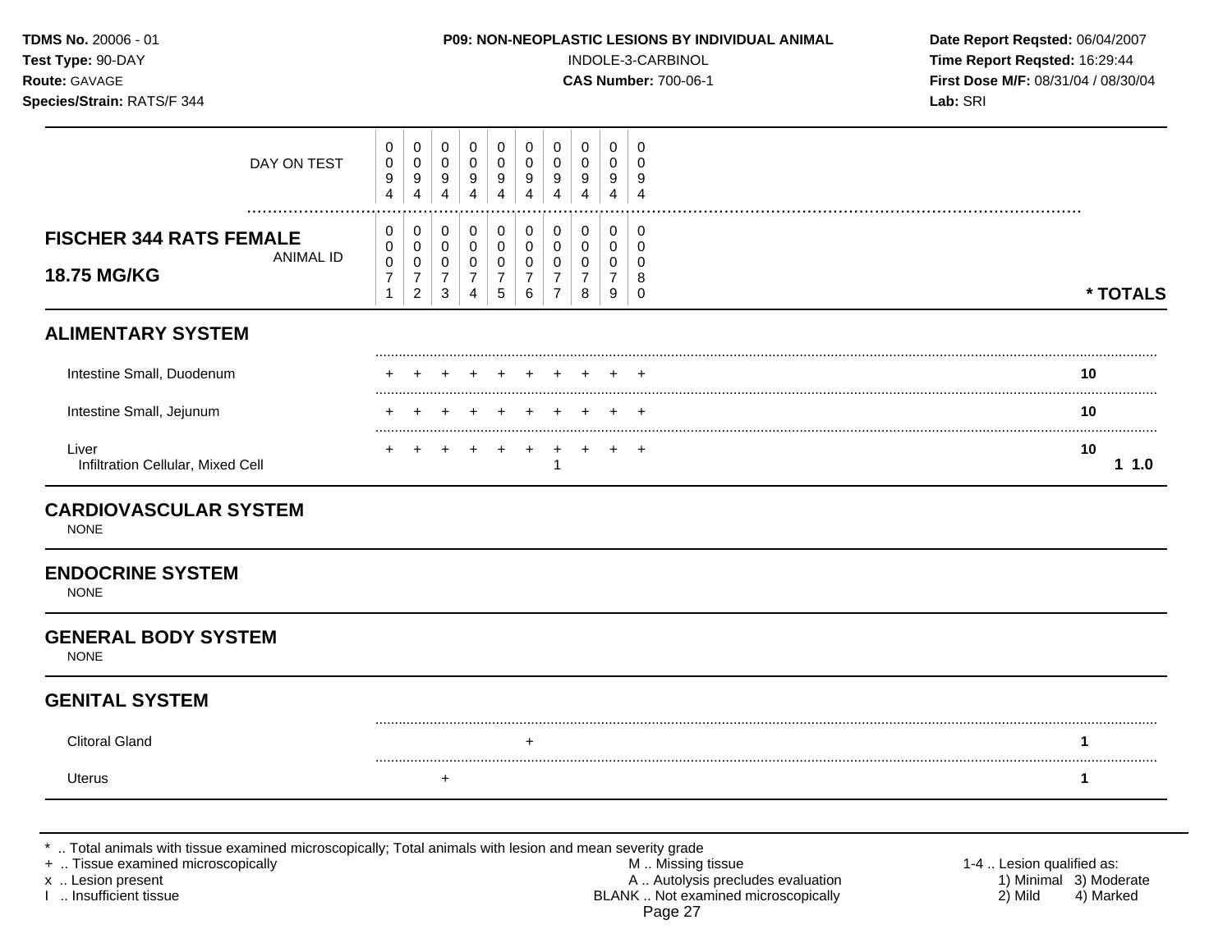**TDMS No.** 20006 - 01
**Test Type:** 90-DAY
**Route:** GAVAGE
**Species/Strain:** RATS/F 344

**P09: NON-NEOPLASTIC LESIONS BY INDIVIDUAL ANIMAL**
INDOLE-3-CARBINOL
**CAS Number:** 700-06-1

**Date Report Reqsted:** 06/04/2007
**Time Report Reqsted:** 16:29:44
**First Dose M/F:** 08/31/04 / 08/30/04
**Lab:** SRI

| DAY ON TEST | 0094 | 0094 | 0094 | 0094 | 0094 | 0094 | 0094 | 0094 | 0094 | 0094 | |
|---|---|---|---|---|---|---|---|---|---|---|---|
| **FISCHER 344 RATS FEMALE 18.75 MG/KG** ANIMAL ID | 00071 | 00072 | 00073 | 00074 | 00075 | 00076 | 00077 | 00078 | 00079 | 00080 | *** TOTALS** |
| **ALIMENTARY SYSTEM** | | | | | | | | | | | |
| Intestine Small, Duodenum | + | + | + | + | + | + | + | + | + | + | **10** |
| Intestine Small, Jejunum | + | + | + | + | + | + | + | + | + | + | **10** |
| Liver | + | + | + | + | + | + | + | + | + | + | **10** |
| Infiltration Cellular, Mixed Cell | | | | | | | 1 | | | | **1 1.0** |
| **CARDIOVASCULAR SYSTEM** | | | | | | | | | | | |
| NONE | | | | | | | | | | | |
| **ENDOCRINE SYSTEM** | | | | | | | | | | | |
| NONE | | | | | | | | | | | |
| **GENERAL BODY SYSTEM** | | | | | | | | | | | |
| NONE | | | | | | | | | | | |
| **GENITAL SYSTEM** | | | | | | | | | | | |
| Clitoral Gland | | | | | | + | | | | | **1** |
| Uterus | | | + | | | | | | | | **1** |

\* .. Total animals with tissue examined microscopically; Total animals with lesion and mean severity grade
\+ .. Tissue examined microscopically
x .. Lesion present
I .. Insufficient tissue

M .. Missing tissue
A .. Autolysis precludes evaluation
BLANK .. Not examined microscopically

1-4 .. Lesion qualified as:
1) Minimal 2) Mild 3) Moderate 4) Marked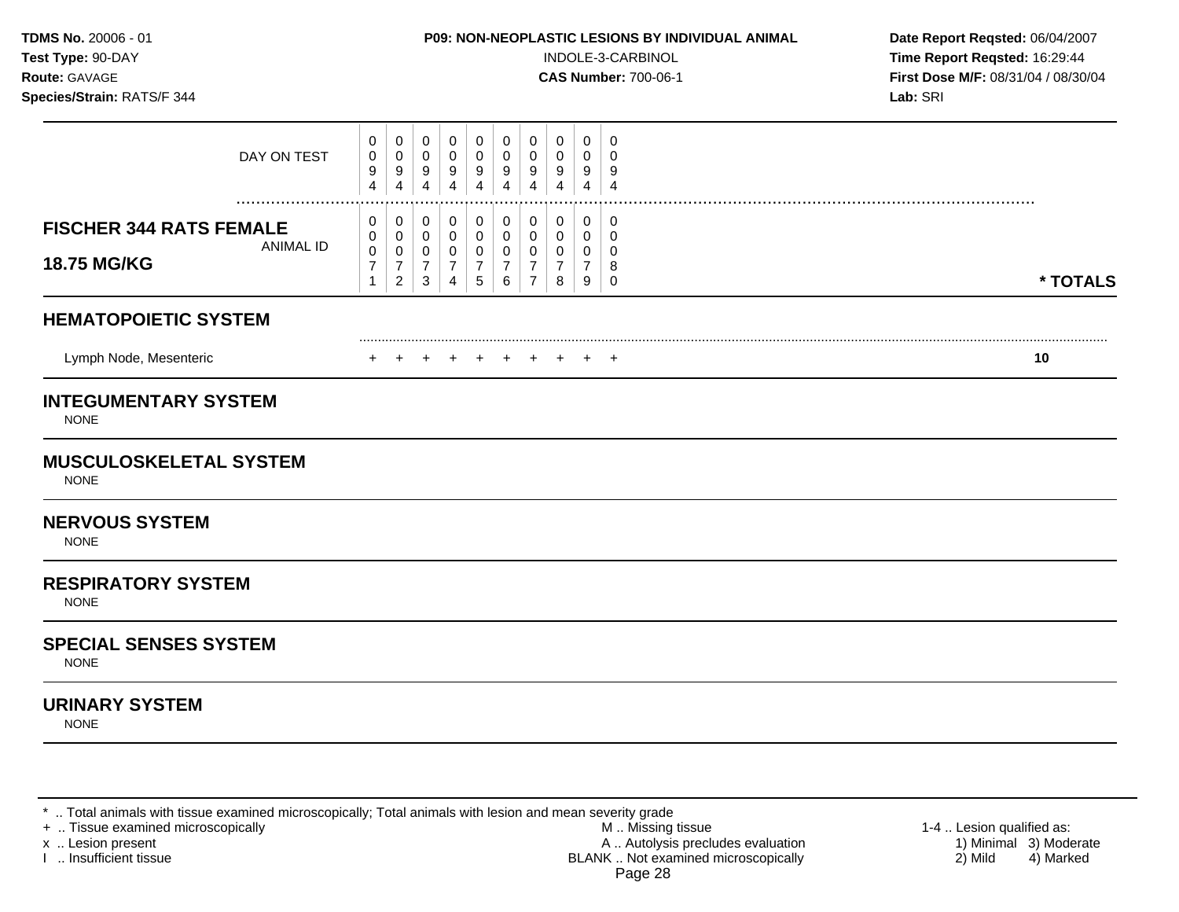**TDMS No.** 20006 - 01
**Test Type:** 90-DAY
**Route:** GAVAGE
**Species/Strain:** RATS/F 344

**P09: NON-NEOPLASTIC LESIONS BY INDIVIDUAL ANIMAL**
INDOLE-3-CARBINOL
**CAS Number:** 700-06-1

**Date Report Reqsted:** 06/04/2007
**Time Report Reqsted:** 16:29:44
**First Dose M/F:** 08/31/04 / 08/30/04
**Lab:** SRI

| DAY ON TEST | 0094 | 0094 | 0094 | 0094 | 0094 | 0094 | 0094 | 0094 | 0094 | 0094 | |
|---|---|---|---|---|---|---|---|---|---|---|---|
| **FISCHER 344 RATS FEMALE 18.75 MG/KG** ANIMAL ID | 00071 | 00072 | 00073 | 00074 | 00075 | 00076 | 00077 | 00078 | 00079 | 00080 | **\* TOTALS** |
| **HEMATOPOIETIC SYSTEM** | | | | | | | | | | | |
| Lymph Node, Mesenteric | + | + | + | + | + | + | + | + | + | + | **10** |

## INTEGUMENTARY SYSTEM

NONE

## MUSCULOSKELETAL SYSTEM

NONE

## NERVOUS SYSTEM

NONE

## RESPIRATORY SYSTEM

NONE

## SPECIAL SENSES SYSTEM

NONE

## URINARY SYSTEM

NONE

\* .. Total animals with tissue examined microscopically; Total animals with lesion and mean severity grade
\+ .. Tissue examined microscopically
x .. Lesion present
I .. Insufficient tissue

M .. Missing tissue
A .. Autolysis precludes evaluation
BLANK .. Not examined microscopically

1-4 .. Lesion qualified as:
1) Minimal 3) Moderate
2) Mild 4) Marked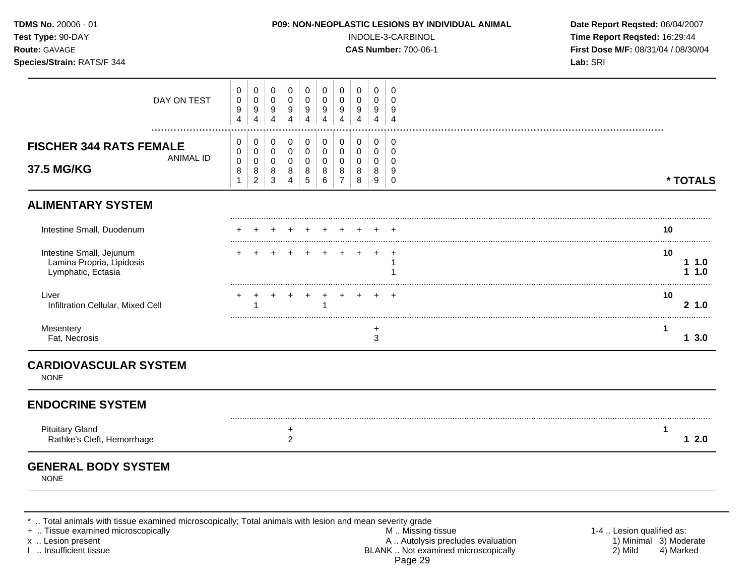**TDMS No.** 20006 - 01
**Test Type:** 90-DAY
**Route:** GAVAGE
**Species/Strain:** RATS/F 344

**P09: NON-NEOPLASTIC LESIONS BY INDIVIDUAL ANIMAL**
INDOLE-3-CARBINOL
**CAS Number:** 700-06-1

**Date Report Reqsted:** 06/04/2007
**Time Report Reqsted:** 16:29:44
**First Dose M/F:** 08/31/04 / 08/30/04
**Lab:** SRI

**FISCHER 344 RATS FEMALE**
**37.5 MG/KG**

| | | | | | | | | | | | |
|---|---|---|---|---|---|---|---|---|---|---|---|
| DAY ON TEST | 0094 | 0094 | 0094 | 0094 | 0094 | 0094 | 0094 | 0094 | 0094 | 0094 | |
| ANIMAL ID | 00081 | 00082 | 00083 | 00084 | 00085 | 00086 | 00087 | 00088 | 00089 | 00090 | **\* TOTALS** |
| **ALIMENTARY SYSTEM** | | | | | | | | | | | |
| Intestine Small, Duodenum | + | + | + | + | + | + | + | + | + | + | **10** |
| Intestine Small, Jejunum | + | + | + | + | + | + | + | + | + | + | **10** |
| Lamina Propria, Lipidosis | | | | | | | | | | 1 | **1 1.0** |
| Lymphatic, Ectasia | | | | | | | | | | 1 | **1 1.0** |
| Liver | + | + | + | + | + | + | + | + | + | + | **10** |
| Infiltration Cellular, Mixed Cell | | 1 | | | | 1 | | | | | **2 1.0** |
| Mesentery | | | | | | | | | + | | **1** |
| Fat, Necrosis | | | | | | | | | 3 | | **1 3.0** |
| **CARDIOVASCULAR SYSTEM** | | | | | | | | | | | |
| NONE | | | | | | | | | | | |
| **ENDOCRINE SYSTEM** | | | | | | | | | | | |
| Pituitary Gland | | | | + | | | | | | | **1** |
| Rathke's Cleft, Hemorrhage | | | | 2 | | | | | | | **1 2.0** |
| **GENERAL BODY SYSTEM** | | | | | | | | | | | |
| NONE | | | | | | | | | | | |

\* .. Total animals with tissue examined microscopically; Total animals with lesion and mean severity grade
\+ .. Tissue examined microscopically
x .. Lesion present
I .. Insufficient tissue

M .. Missing tissue
A .. Autolysis precludes evaluation
BLANK .. Not examined microscopically

1-4 .. Lesion qualified as:
1) Minimal 2) Mild 3) Moderate 4) Marked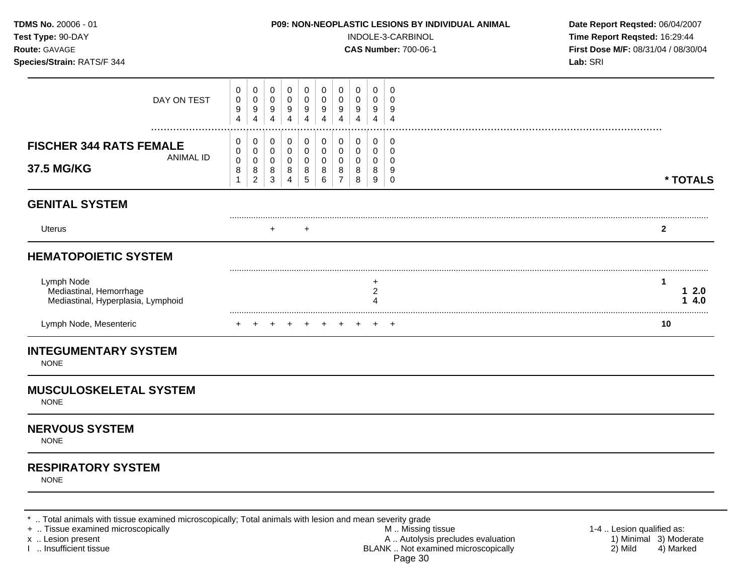**TDMS No.** 20006 - 01
**Test Type:** 90-DAY
**Route:** GAVAGE
**Species/Strain:** RATS/F 344

**P09: NON-NEOPLASTIC LESIONS BY INDIVIDUAL ANIMAL**
INDOLE-3-CARBINOL
**CAS Number:** 700-06-1

**Date Report Reqsted:** 06/04/2007
**Time Report Reqsted:** 16:29:44
**First Dose M/F:** 08/31/04 / 08/30/04
**Lab:** SRI

| DAY ON TEST | 0094 | 0094 | 0094 | 0094 | 0094 | 0094 | 0094 | 0094 | 0094 | 0094 | |
|---|---|---|---|---|---|---|---|---|---|---|---|
| **FISCHER 344 RATS FEMALE 37.5 MG/KG** ANIMAL ID | 00081 | 00082 | 00083 | 00084 | 00085 | 00086 | 00087 | 00088 | 00089 | 00090 | *** TOTALS** |
| **GENITAL SYSTEM** | | | | | | | | | | | |
| Uterus | | | + | | + | | | | | | **2** |
| **HEMATOPOIETIC SYSTEM** | | | | | | | | | | | |
| Lymph Node | | | | | | | | | + | | **1** |
| Mediastinal, Hemorrhage | | | | | | | | | 2 | | **1 2.0** |
| Mediastinal, Hyperplasia, Lymphoid | | | | | | | | | 4 | | **1 4.0** |
| Lymph Node, Mesenteric | + | + | + | + | + | + | + | + | + | + | **10** |
| **INTEGUMENTARY SYSTEM** | | | | | | | | | | | |
| NONE | | | | | | | | | | | |
| **MUSCULOSKELETAL SYSTEM** | | | | | | | | | | | |
| NONE | | | | | | | | | | | |
| **NERVOUS SYSTEM** | | | | | | | | | | | |
| NONE | | | | | | | | | | | |
| **RESPIRATORY SYSTEM** | | | | | | | | | | | |
| NONE | | | | | | | | | | | |

* .. Total animals with tissue examined microscopically; Total animals with lesion and mean severity grade
+ .. Tissue examined microscopically
x .. Lesion present
I .. Insufficient tissue

M .. Missing tissue
A .. Autolysis precludes evaluation
BLANK .. Not examined microscopically

1-4 .. Lesion qualified as:
1) Minimal 3) Moderate
2) Mild 4) Marked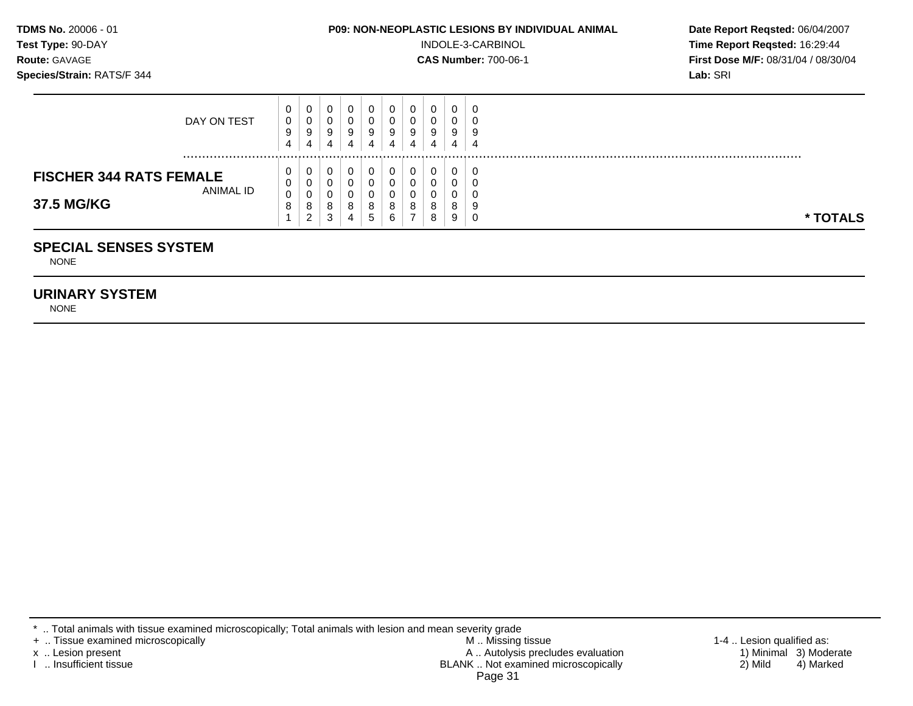**TDMS No.** 20006 - 01
**Test Type:** 90-DAY
**Route:** GAVAGE
**Species/Strain:** RATS/F 344

**P09: NON-NEOPLASTIC LESIONS BY INDIVIDUAL ANIMAL**
INDOLE-3-CARBINOL
**CAS Number:** 700-06-1

**Date Report Reqsted:** 06/04/2007
**Time Report Reqsted:** 16:29:44
**First Dose M/F:** 08/31/04 / 08/30/04
**Lab:** SRI

| | | | | | | | | | | | |
|---|---|---|---|---|---|---|---|---|---|---|---|
| DAY ON TEST | 0094 | 0094 | 0094 | 0094 | 0094 | 0094 | 0094 | 0094 | 0094 | 0094 | |
| **FISCHER 344 RATS FEMALE 37.5 MG/KG** ANIMAL ID | 00081 | 00082 | 00083 | 00084 | 00085 | 00086 | 00087 | 00088 | 00089 | 00090 | *** TOTALS** |

## SPECIAL SENSES SYSTEM

NONE

## URINARY SYSTEM

NONE

\* .. Total animals with tissue examined microscopically; Total animals with lesion and mean severity grade
\+ .. Tissue examined microscopically
x .. Lesion present
I .. Insufficient tissue
M .. Missing tissue
A .. Autolysis precludes evaluation
BLANK .. Not examined microscopically
1-4 .. Lesion qualified as: 1) Minimal 2) Mild 3) Moderate 4) Marked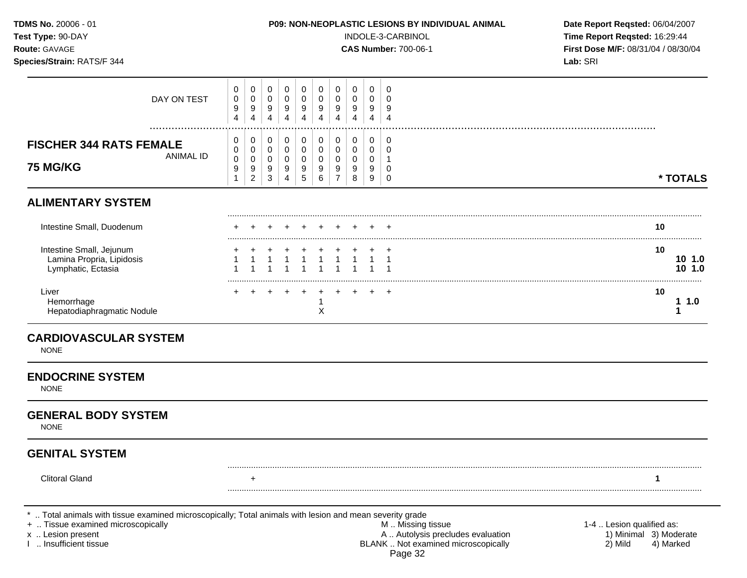**TDMS No.** 20006 - 01
**Test Type:** 90-DAY
**Route:** GAVAGE
**Species/Strain:** RATS/F 344

**P09: NON-NEOPLASTIC LESIONS BY INDIVIDUAL ANIMAL**
INDOLE-3-CARBINOL
**CAS Number:** 700-06-1

**Date Report Reqsted:** 06/04/2007
**Time Report Reqsted:** 16:29:44
**First Dose M/F:** 08/31/04 / 08/30/04
**Lab:** SRI

| DAY ON TEST | 0094 | 0094 | 0094 | 0094 | 0094 | 0094 | 0094 | 0094 | 0094 | 0094 | |
|---|---|---|---|---|---|---|---|---|---|---|---|
| **FISCHER 344 RATS FEMALE 75 MG/KG** ANIMAL ID | 00091 | 00092 | 00093 | 00094 | 00095 | 00096 | 00097 | 00098 | 00099 | 00100 | *** TOTALS** |
| **ALIMENTARY SYSTEM** | | | | | | | | | | | |
| Intestine Small, Duodenum | + | + | + | + | + | + | + | + | + | + | **10** |
| Intestine Small, Jejunum | + | + | + | + | + | + | + | + | + | + | **10** |
| Lamina Propria, Lipidosis | 1 | 1 | 1 | 1 | 1 | 1 | 1 | 1 | 1 | 1 | **10 1.0** |
| Lymphatic, Ectasia | 1 | 1 | 1 | 1 | 1 | 1 | 1 | 1 | 1 | 1 | **10 1.0** |
| Liver | + | + | + | + | + | + | + | + | + | + | **10** |
| Hemorrhage | | | | | | 1 | | | | | **1 1.0** |
| Hepatodiaphragmatic Nodule | | | | | | X | | | | | **1** |
| **CARDIOVASCULAR SYSTEM** | | | | | | | | | | | |
| NONE | | | | | | | | | | | |
| **ENDOCRINE SYSTEM** | | | | | | | | | | | |
| NONE | | | | | | | | | | | |
| **GENERAL BODY SYSTEM** | | | | | | | | | | | |
| NONE | | | | | | | | | | | |
| **GENITAL SYSTEM** | | | | | | | | | | | |
| Clitoral Gland | | + | | | | | | | | | **1** |

* .. Total animals with tissue examined microscopically; Total animals with lesion and mean severity grade
+ .. Tissue examined microscopically
x .. Lesion present
I .. Insufficient tissue

M .. Missing tissue
A .. Autolysis precludes evaluation
BLANK .. Not examined microscopically

1-4 .. Lesion qualified as:
1) Minimal 3) Moderate
2) Mild 4) Marked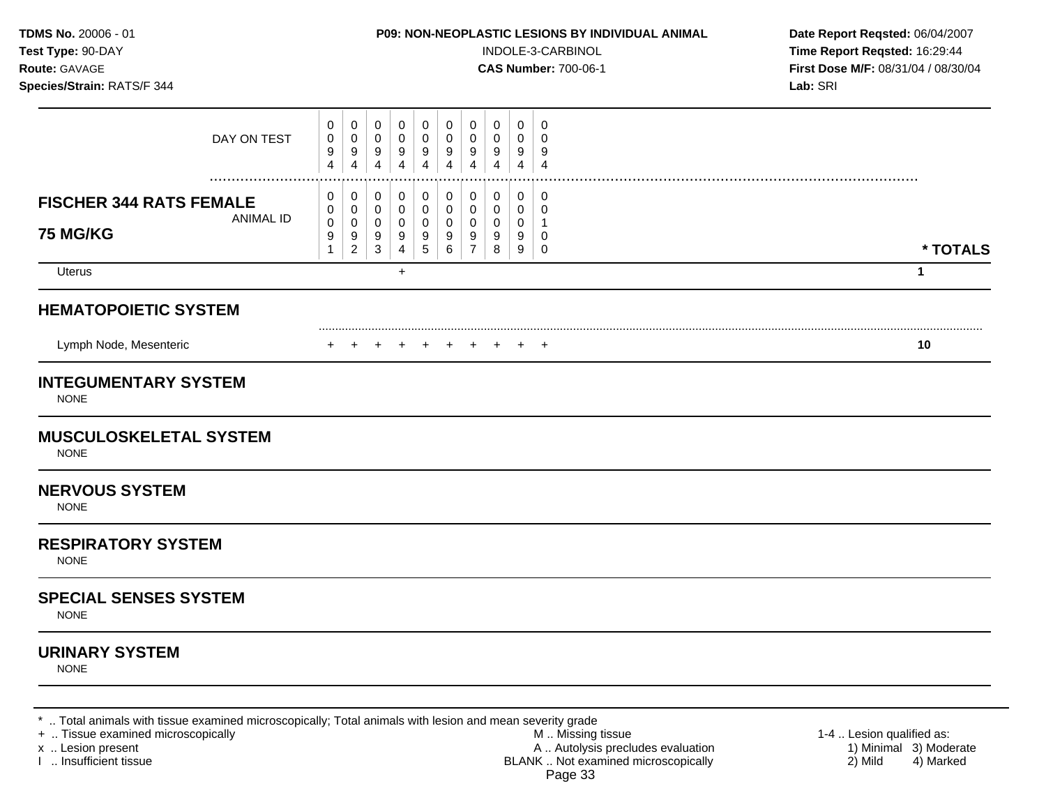**TDMS No.** 20006 - 01
**Test Type:** 90-DAY
**Route:** GAVAGE
**Species/Strain:** RATS/F 344

**P09: NON-NEOPLASTIC LESIONS BY INDIVIDUAL ANIMAL**
INDOLE-3-CARBINOL
**CAS Number:** 700-06-1

**Date Report Reqsted:** 06/04/2007
**Time Report Reqsted:** 16:29:44
**First Dose M/F:** 08/31/04 / 08/30/04
**Lab:** SRI

| DAY ON TEST | 0<br>0<br>9<br>4 | 0<br>0<br>9<br>4 | 0<br>0<br>9<br>4 | 0<br>0<br>9<br>4 | 0<br>0<br>9<br>4 | 0<br>0<br>9<br>4 | 0<br>0<br>9<br>4 | 0<br>0<br>9<br>4 | 0<br>0<br>9<br>4 | 0<br>0<br>9<br>4 | |
|---|---|---|---|---|---|---|---|---|---|---|---|
| **FISCHER 344 RATS FEMALE 75 MG/KG** — ANIMAL ID | 0<br>0<br>0<br>9<br>1 | 0<br>0<br>0<br>9<br>2 | 0<br>0<br>0<br>9<br>3 | 0<br>0<br>0<br>9<br>4 | 0<br>0<br>0<br>9<br>5 | 0<br>0<br>0<br>9<br>6 | 0<br>0<br>0<br>9<br>7 | 0<br>0<br>0<br>9<br>8 | 0<br>0<br>0<br>9<br>9 | 0<br>0<br>1<br>0<br>0 | **\* TOTALS** |
| Uterus | | | | + | | | | | | | **1** |
| **HEMATOPOIETIC SYSTEM** | | | | | | | | | | | |
| Lymph Node, Mesenteric | + | + | + | + | + | + | + | + | + | + | **10** |

## INTEGUMENTARY SYSTEM
NONE

## MUSCULOSKELETAL SYSTEM
NONE

## NERVOUS SYSTEM
NONE

## RESPIRATORY SYSTEM
NONE

## SPECIAL SENSES SYSTEM
NONE

## URINARY SYSTEM
NONE

\* .. Total animals with tissue examined microscopically; Total animals with lesion and mean severity grade
+ .. Tissue examined microscopically
x .. Lesion present
I .. Insufficient tissue

M .. Missing tissue
A .. Autolysis precludes evaluation
BLANK .. Not examined microscopically

1-4 .. Lesion qualified as:
1) Minimal 3) Moderate
2) Mild 4) Marked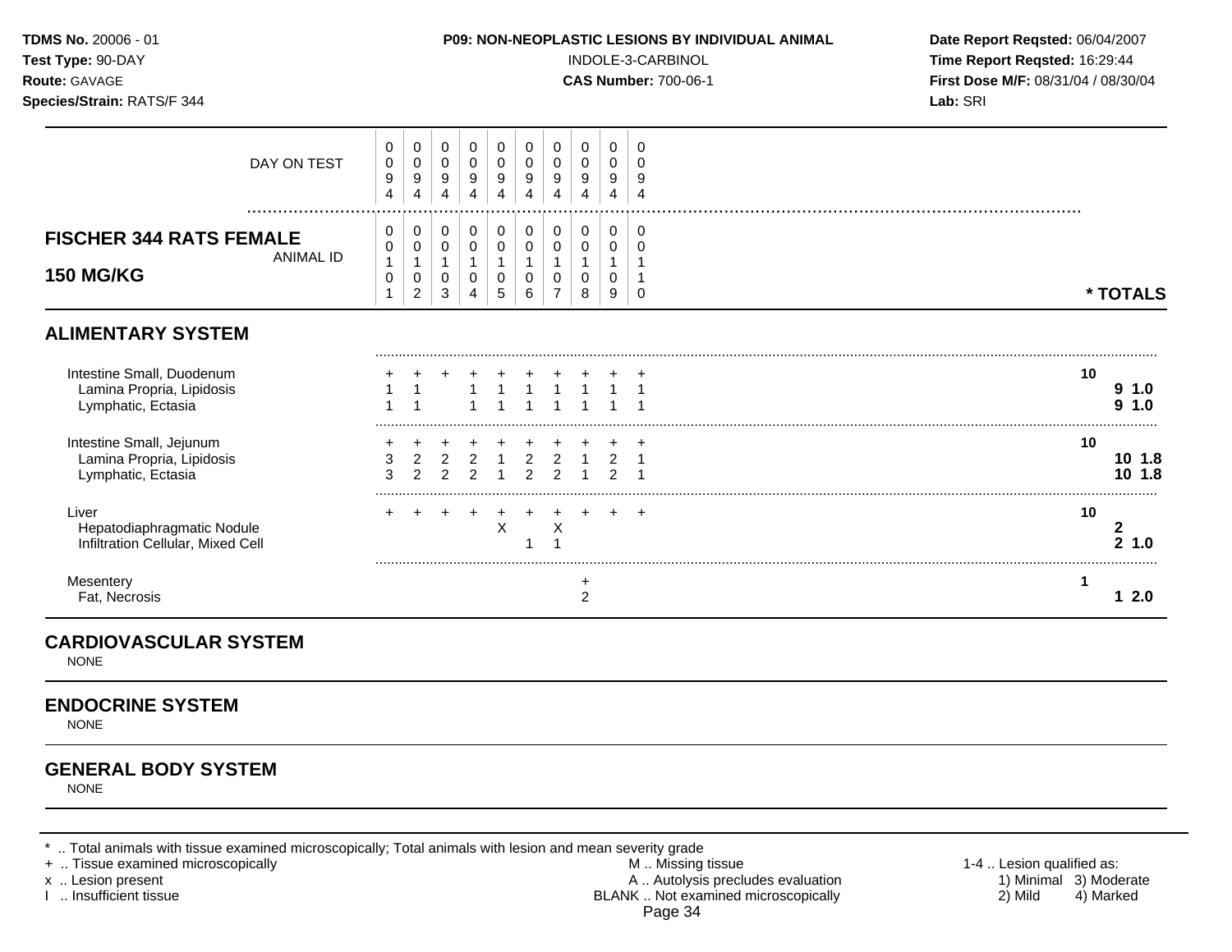**TDMS No.** 20006 - 01
**Test Type:** 90-DAY
**Route:** GAVAGE
**Species/Strain:** RATS/F 344

**P09: NON-NEOPLASTIC LESIONS BY INDIVIDUAL ANIMAL**
INDOLE-3-CARBINOL
**CAS Number:** 700-06-1

**Date Report Reqsted:** 06/04/2007
**Time Report Reqsted:** 16:29:44
**First Dose M/F:** 08/31/04 / 08/30/04
**Lab:** SRI

| DAY ON TEST | 0094 | 0094 | 0094 | 0094 | 0094 | 0094 | 0094 | 0094 | 0094 | 0094 | |
|---|---|---|---|---|---|---|---|---|---|---|---|
| **FISCHER 344 RATS FEMALE 150 MG/KG** ANIMAL ID | 00101 | 00102 | 00103 | 00104 | 00105 | 00106 | 00107 | 00108 | 00109 | 00110 | *** TOTALS** |

## ALIMENTARY SYSTEM

| | | | | | | | | | | | |
|---|---|---|---|---|---|---|---|---|---|---|---|
| Intestine Small, Duodenum | + | + | + | + | + | + | + | + | + | + | 10 |
| Lamina Propria, Lipidosis | 1 | 1 | | 1 | 1 | 1 | 1 | 1 | 1 | 1 | **9 1.0** |
| Lymphatic, Ectasia | 1 | 1 | | 1 | 1 | 1 | 1 | 1 | 1 | 1 | **9 1.0** |
| Intestine Small, Jejunum | + | + | + | + | + | + | + | + | + | + | 10 |
| Lamina Propria, Lipidosis | 3 | 2 | 2 | 2 | 1 | 2 | 2 | 1 | 2 | 1 | **10 1.8** |
| Lymphatic, Ectasia | 3 | 2 | 2 | 2 | 1 | 2 | 2 | 1 | 2 | 1 | **10 1.8** |
| Liver | + | + | + | + | + | + | + | + | + | + | 10 |
| Hepatodiaphragmatic Nodule | | | | | X | | X | | | | **2** |
| Infiltration Cellular, Mixed Cell | | | | | | 1 | 1 | | | | **2 1.0** |
| Mesentery | | | | | | | | + | | | 1 |
| Fat, Necrosis | | | | | | | | 2 | | | **1 2.0** |

## CARDIOVASCULAR SYSTEM

NONE

## ENDOCRINE SYSTEM

NONE

## GENERAL BODY SYSTEM

NONE

\* .. Total animals with tissue examined microscopically; Total animals with lesion and mean severity grade
\+ .. Tissue examined microscopically
x .. Lesion present
I .. Insufficient tissue

M .. Missing tissue
A .. Autolysis precludes evaluation
BLANK .. Not examined microscopically

1-4 .. Lesion qualified as:
1) Minimal 2) Mild 3) Moderate 4) Marked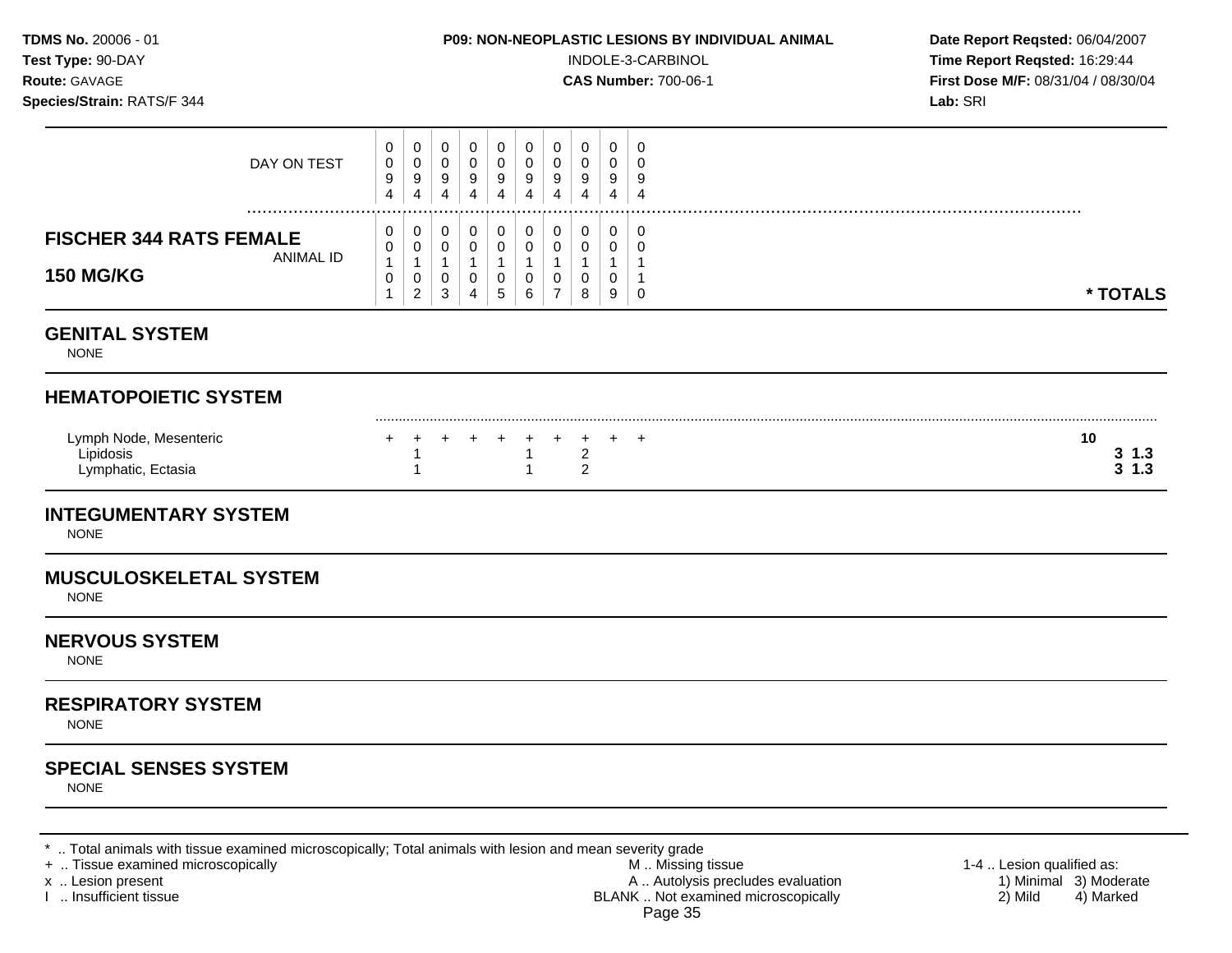**TDMS No.** 20006 - 01
**Test Type:** 90-DAY
**Route:** GAVAGE
**Species/Strain:** RATS/F 344

**P09: NON-NEOPLASTIC LESIONS BY INDIVIDUAL ANIMAL**
INDOLE-3-CARBINOL
**CAS Number:** 700-06-1

**Date Report Reqsted:** 06/04/2007
**Time Report Reqsted:** 16:29:44
**First Dose M/F:** 08/31/04 / 08/30/04
**Lab:** SRI

| DAY ON TEST | 0094 | 0094 | 0094 | 0094 | 0094 | 0094 | 0094 | 0094 | 0094 | 0094 | |
|---|---|---|---|---|---|---|---|---|---|---|---|
| **FISCHER 344 RATS FEMALE 150 MG/KG** ANIMAL ID | 00101 | 00102 | 00103 | 00104 | 00105 | 00106 | 00107 | 00108 | 00109 | 00110 | *** TOTALS** |

## GENITAL SYSTEM

NONE

## HEMATOPOIETIC SYSTEM

| | 00101 | 00102 | 00103 | 00104 | 00105 | 00106 | 00107 | 00108 | 00109 | 00110 | TOTALS |
|---|---|---|---|---|---|---|---|---|---|---|---|
| Lymph Node, Mesenteric | + | + | + | + | + | + | + | + | + | + | **10** |
| Lipidosis | | 1 | | | | 1 | | 2 | | | **3 1.3** |
| Lymphatic, Ectasia | | 1 | | | | 1 | | 2 | | | **3 1.3** |

## INTEGUMENTARY SYSTEM

NONE

## MUSCULOSKELETAL SYSTEM

NONE

## NERVOUS SYSTEM

NONE

## RESPIRATORY SYSTEM

NONE

## SPECIAL SENSES SYSTEM

NONE

* .. Total animals with tissue examined microscopically; Total animals with lesion and mean severity grade
+ .. Tissue examined microscopically
x .. Lesion present
I .. Insufficient tissue

M .. Missing tissue
A .. Autolysis precludes evaluation
BLANK .. Not examined microscopically

1-4 .. Lesion qualified as:
1) Minimal 2) Mild 3) Moderate 4) Marked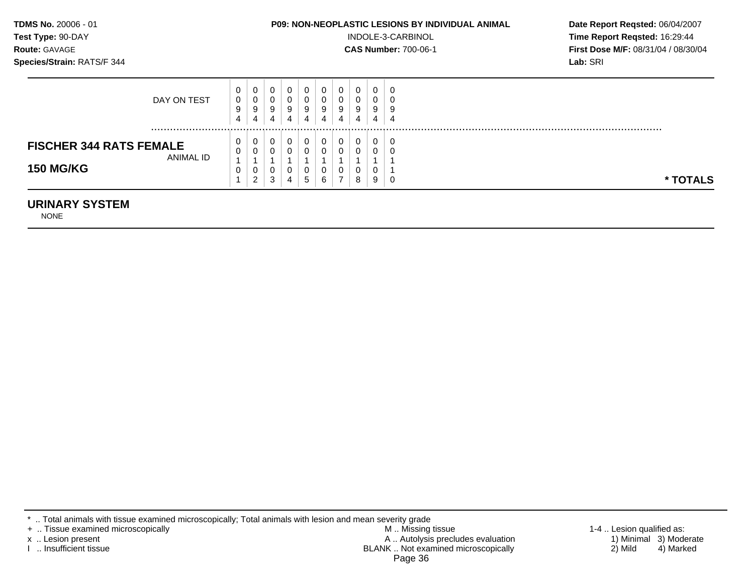**TDMS No.** 20006 - 01
**Test Type:** 90-DAY
**Route:** GAVAGE
**Species/Strain:** RATS/F 344

**P09: NON-NEOPLASTIC LESIONS BY INDIVIDUAL ANIMAL**
INDOLE-3-CARBINOL
**CAS Number:** 700-06-1

**Date Report Reqsted:** 06/04/2007
**Time Report Reqsted:** 16:29:44
**First Dose M/F:** 08/31/04 / 08/30/04
**Lab:** SRI

| | | | | | | | | | | | |
|---|---|---|---|---|---|---|---|---|---|---|---|
| DAY ON TEST | 0094 | 0094 | 0094 | 0094 | 0094 | 0094 | 0094 | 0094 | 0094 | 0094 | |
| **FISCHER 344 RATS FEMALE** **150 MG/KG** ANIMAL ID | 00101 | 00102 | 00103 | 00104 | 00105 | 00106 | 00107 | 00108 | 00109 | 00110 | *** TOTALS** |

## URINARY SYSTEM

NONE

\* .. Total animals with tissue examined microscopically; Total animals with lesion and mean severity grade
\+ .. Tissue examined microscopically
x .. Lesion present
I .. Insufficient tissue

M .. Missing tissue
A .. Autolysis precludes evaluation
BLANK .. Not examined microscopically

1-4 .. Lesion qualified as:
1) Minimal 3) Moderate
2) Mild 4) Marked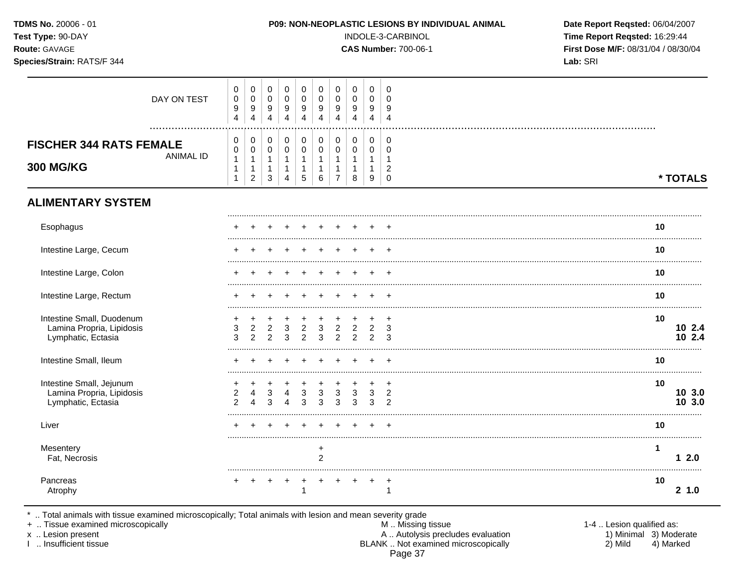**TDMS No.** 20006 - 01
**Test Type:** 90-DAY
**Route:** GAVAGE
**Species/Strain:** RATS/F 344

**P09: NON-NEOPLASTIC LESIONS BY INDIVIDUAL ANIMAL**
INDOLE-3-CARBINOL
**CAS Number:** 700-06-1

**Date Report Reqsted:** 06/04/2007
**Time Report Reqsted:** 16:29:44
**First Dose M/F:** 08/31/04 / 08/30/04
**Lab:** SRI

## FISCHER 344 RATS FEMALE 300 MG/KG

| DAY ON TEST | 0094 | 0094 | 0094 | 0094 | 0094 | 0094 | 0094 | 0094 | 0094 | 0094 | * TOTALS | |
|---|---|---|---|---|---|---|---|---|---|---|---|---|
| ANIMAL ID | 00111 | 00112 | 00113 | 00114 | 00115 | 00116 | 00117 | 00118 | 00119 | 00120 | | |
| **ALIMENTARY SYSTEM** | | | | | | | | | | | | |
| Esophagus | + | + | + | + | + | + | + | + | + | + | 10 | |
| Intestine Large, Cecum | + | + | + | + | + | + | + | + | + | + | 10 | |
| Intestine Large, Colon | + | + | + | + | + | + | + | + | + | + | 10 | |
| Intestine Large, Rectum | + | + | + | + | + | + | + | + | + | + | 10 | |
| Intestine Small, Duodenum | + | + | + | + | + | + | + | + | + | + | 10 | |
| Lamina Propria, Lipidosis | 3 | 2 | 2 | 3 | 2 | 3 | 2 | 2 | 2 | 3 | | 10 2.4 |
| Lymphatic, Ectasia | 3 | 2 | 2 | 3 | 2 | 3 | 2 | 2 | 2 | 3 | | 10 2.4 |
| Intestine Small, Ileum | + | + | + | + | + | + | + | + | + | + | 10 | |
| Intestine Small, Jejunum | + | + | + | + | + | + | + | + | + | + | 10 | |
| Lamina Propria, Lipidosis | 2 | 4 | 3 | 4 | 3 | 3 | 3 | 3 | 3 | 2 | | 10 3.0 |
| Lymphatic, Ectasia | 2 | 4 | 3 | 4 | 3 | 3 | 3 | 3 | 3 | 2 | | 10 3.0 |
| Liver | + | + | + | + | + | + | + | + | + | + | 10 | |
| Mesentery | | | | | | + | | | | | 1 | |
| Fat, Necrosis | | | | | | 2 | | | | | | 1 2.0 |
| Pancreas | + | + | + | + | + | + | + | + | + | + | 10 | |
| Atrophy | | | | | 1 | | | | | 1 | | 2 1.0 |

\* .. Total animals with tissue examined microscopically; Total animals with lesion and mean severity grade
\+ .. Tissue examined microscopically
x .. Lesion present
I .. Insufficient tissue

M .. Missing tissue
A .. Autolysis precludes evaluation
BLANK .. Not examined microscopically

1-4 .. Lesion qualified as:
1) Minimal 3) Moderate
2) Mild 4) Marked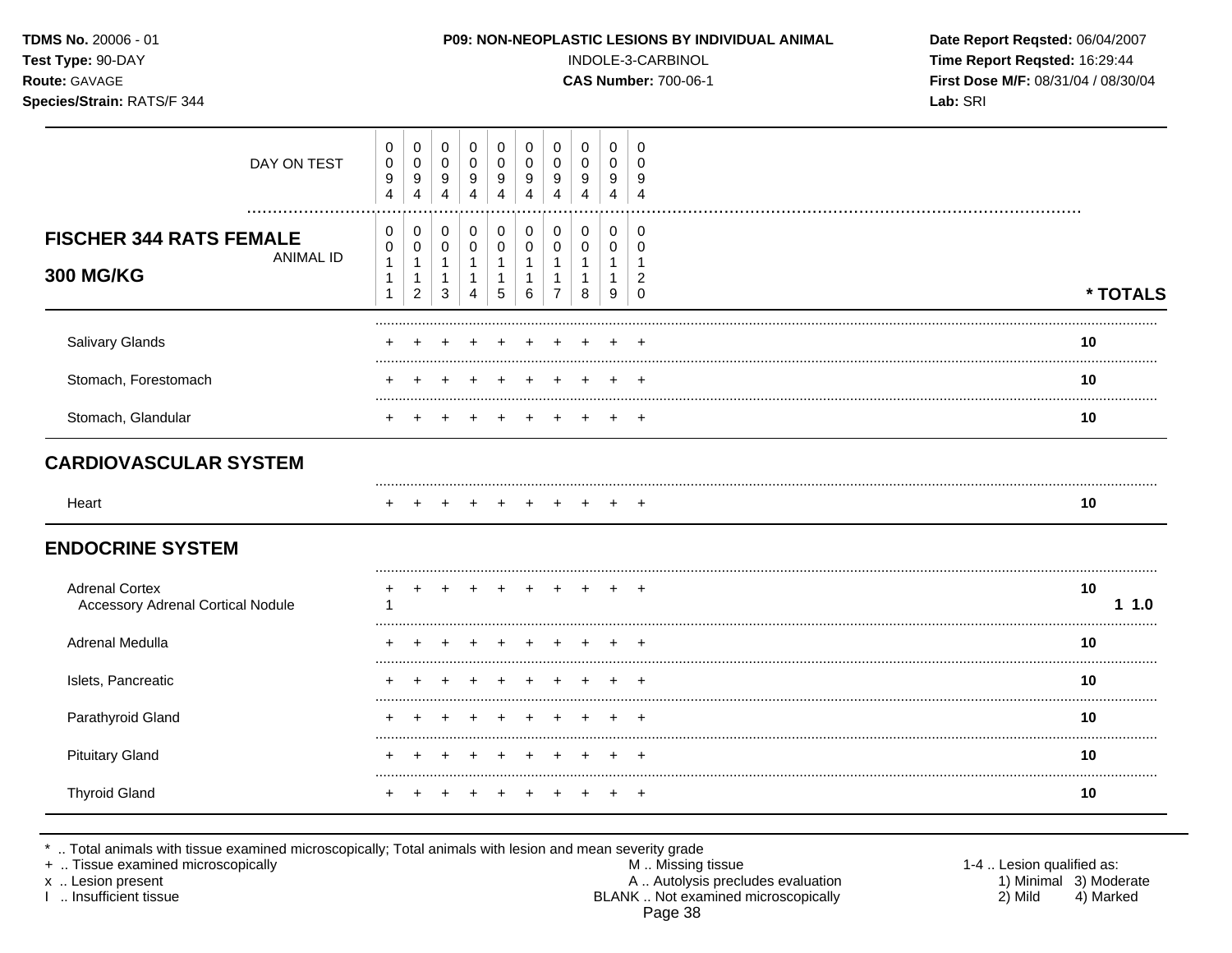**TDMS No.** 20006 - 01
**Test Type:** 90-DAY
**Route:** GAVAGE
**Species/Strain:** RATS/F 344

**P09: NON-NEOPLASTIC LESIONS BY INDIVIDUAL ANIMAL**
INDOLE-3-CARBINOL
**CAS Number:** 700-06-1

**Date Report Reqsted:** 06/04/2007
**Time Report Reqsted:** 16:29:44
**First Dose M/F:** 08/31/04 / 08/30/04
**Lab:** SRI

| DAY ON TEST | 0094 | 0094 | 0094 | 0094 | 0094 | 0094 | 0094 | 0094 | 0094 | 0094 | |
|---|---|---|---|---|---|---|---|---|---|---|---|
| **FISCHER 344 RATS FEMALE 300 MG/KG** — ANIMAL ID | 00111 | 00112 | 00113 | 00114 | 00115 | 00116 | 00117 | 00118 | 00119 | 00120 | *** TOTALS** |
| Salivary Glands | + | + | + | + | + | + | + | + | + | + | **10** |
| Stomach, Forestomach | + | + | + | + | + | + | + | + | + | + | **10** |
| Stomach, Glandular | + | + | + | + | + | + | + | + | + | + | **10** |
| **CARDIOVASCULAR SYSTEM** | | | | | | | | | | | |
| Heart | + | + | + | + | + | + | + | + | + | + | **10** |
| **ENDOCRINE SYSTEM** | | | | | | | | | | | |
| Adrenal Cortex | + | + | + | + | + | + | + | + | + | + | **10** |
| Accessory Adrenal Cortical Nodule | 1 | | | | | | | | | | **1 1.0** |
| Adrenal Medulla | + | + | + | + | + | + | + | + | + | + | **10** |
| Islets, Pancreatic | + | + | + | + | + | + | + | + | + | + | **10** |
| Parathyroid Gland | + | + | + | + | + | + | + | + | + | + | **10** |
| Pituitary Gland | + | + | + | + | + | + | + | + | + | + | **10** |
| Thyroid Gland | + | + | + | + | + | + | + | + | + | + | **10** |

\* .. Total animals with tissue examined microscopically; Total animals with lesion and mean severity grade
\+ .. Tissue examined microscopically
x .. Lesion present
I .. Insufficient tissue

M .. Missing tissue
A .. Autolysis precludes evaluation
BLANK .. Not examined microscopically

1-4 .. Lesion qualified as:
1) Minimal 2) Mild 3) Moderate 4) Marked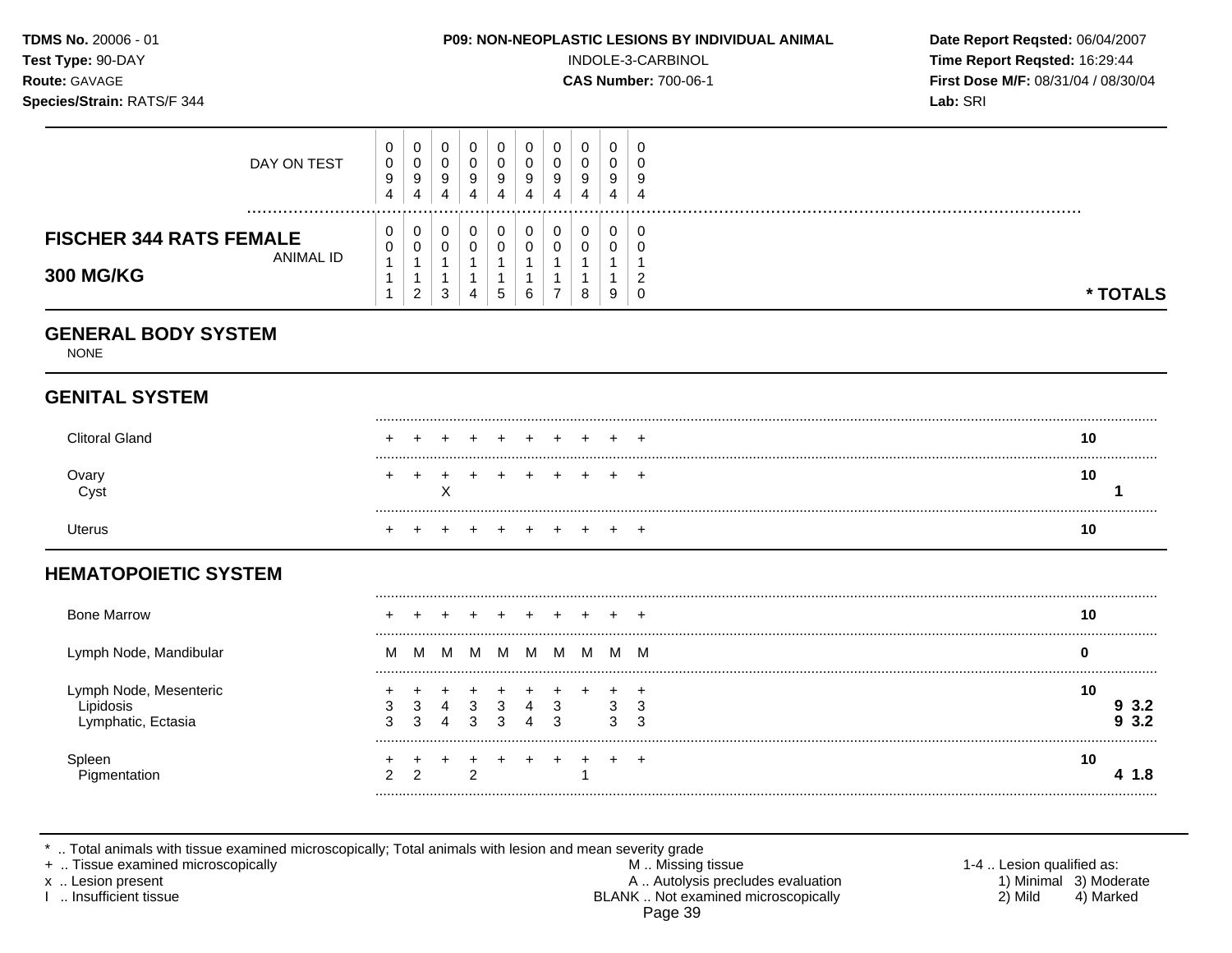**TDMS No.** 20006 - 01
**Test Type:** 90-DAY
**Route:** GAVAGE
**Species/Strain:** RATS/F 344

**P09: NON-NEOPLASTIC LESIONS BY INDIVIDUAL ANIMAL**
INDOLE-3-CARBINOL
**CAS Number:** 700-06-1

**Date Report Reqsted:** 06/04/2007
**Time Report Reqsted:** 16:29:44
**First Dose M/F:** 08/31/04 / 08/30/04
**Lab:** SRI

## FISCHER 344 RATS FEMALE 300 MG/KG

| | | | | | | | | | | | | |
|---|---|---|---|---|---|---|---|---|---|---|---|---|
| DAY ON TEST | 0094 | 0094 | 0094 | 0094 | 0094 | 0094 | 0094 | 0094 | 0094 | 0094 | | |
| ANIMAL ID | 00111 | 00112 | 00113 | 00114 | 00115 | 00116 | 00117 | 00118 | 00119 | 00120 | * TOTALS | |
| **GENERAL BODY SYSTEM** | | | | | | | | | | | | |
| NONE | | | | | | | | | | | | |
| **GENITAL SYSTEM** | | | | | | | | | | | | |
| Clitoral Gland | + | + | + | + | + | + | + | + | + | + | 10 | |
| Ovary | + | + | + | + | + | + | + | + | + | + | 10 | |
| Cyst | | | X | | | | | | | | | 1 |
| Uterus | + | + | + | + | + | + | + | + | + | + | 10 | |
| **HEMATOPOIETIC SYSTEM** | | | | | | | | | | | | |
| Bone Marrow | + | + | + | + | + | + | + | + | + | + | 10 | |
| Lymph Node, Mandibular | M | M | M | M | M | M | M | M | M | M | 0 | |
| Lymph Node, Mesenteric | + | + | + | + | + | + | + | + | + | + | 10 | |
| Lipidosis | 3 | 3 | 4 | 3 | 3 | 4 | 3 | | 3 | 3 | | 9 3.2 |
| Lymphatic, Ectasia | 3 | 3 | 4 | 3 | 3 | 4 | 3 | | 3 | 3 | | 9 3.2 |
| Spleen | + | + | + | + | + | + | + | + | + | + | 10 | |
| Pigmentation | 2 | 2 | | 2 | | | | 1 | | | | 4 1.8 |

\* .. Total animals with tissue examined microscopically; Total animals with lesion and mean severity grade
+ .. Tissue examined microscopically
x .. Lesion present
I .. Insufficient tissue
M .. Missing tissue
A .. Autolysis precludes evaluation
BLANK .. Not examined microscopically
1-4 .. Lesion qualified as: 1) Minimal 2) Mild 3) Moderate 4) Marked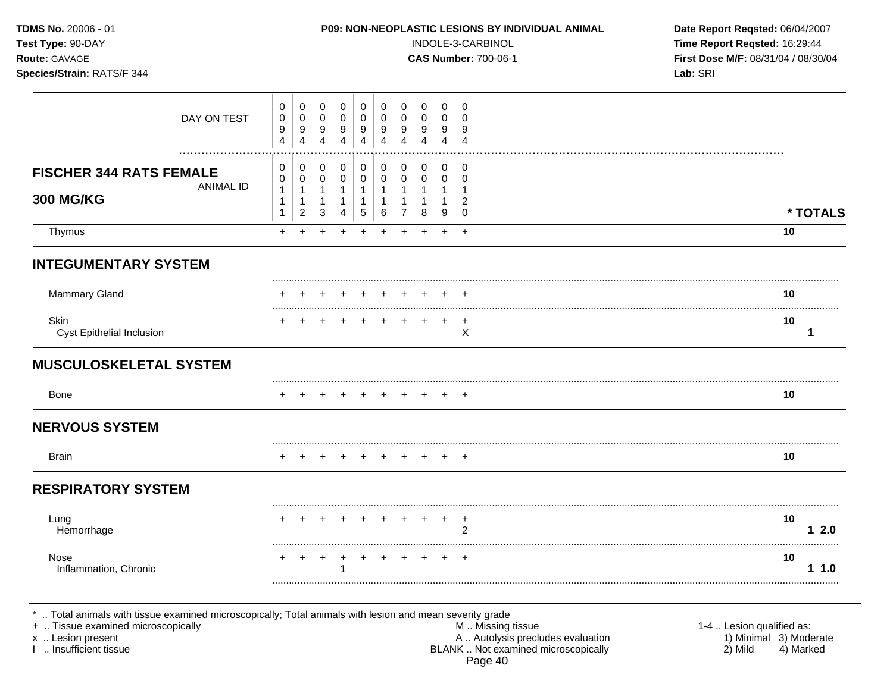**TDMS No.** 20006 - 01
**Test Type:** 90-DAY
**Route:** GAVAGE
**Species/Strain:** RATS/F 344

**P09: NON-NEOPLASTIC LESIONS BY INDIVIDUAL ANIMAL**
INDOLE-3-CARBINOL
**CAS Number:** 700-06-1

**Date Report Reqsted:** 06/04/2007
**Time Report Reqsted:** 16:29:44
**First Dose M/F:** 08/31/04 / 08/30/04
**Lab:** SRI

| DAY ON TEST | 0094 | 0094 | 0094 | 0094 | 0094 | 0094 | 0094 | 0094 | 0094 | 0094 | |
|---|---|---|---|---|---|---|---|---|---|---|---|
| **FISCHER 344 RATS FEMALE 300 MG/KG** — ANIMAL ID | 00111 | 00112 | 00113 | 00114 | 00115 | 00116 | 00117 | 00118 | 00119 | 00120 | *** TOTALS** |
| Thymus | + | + | + | + | + | + | + | + | + | + | 10 |
| **INTEGUMENTARY SYSTEM** | | | | | | | | | | | |
| Mammary Gland | + | + | + | + | + | + | + | + | + | + | 10 |
| Skin | + | + | + | + | + | + | + | + | + | + | 10 |
| Cyst Epithelial Inclusion | | | | | | | | | | X | 1 |
| **MUSCULOSKELETAL SYSTEM** | | | | | | | | | | | |
| Bone | + | + | + | + | + | + | + | + | + | + | 10 |
| **NERVOUS SYSTEM** | | | | | | | | | | | |
| Brain | + | + | + | + | + | + | + | + | + | + | 10 |
| **RESPIRATORY SYSTEM** | | | | | | | | | | | |
| Lung | + | + | + | + | + | + | + | + | + | + | 10 |
| Hemorrhage | | | | | | | | | | 2 | 1 2.0 |
| Nose | + | + | + | + | + | + | + | + | + | + | 10 |
| Inflammation, Chronic | | | | 1 | | | | | | | 1 1.0 |

\* .. Total animals with tissue examined microscopically; Total animals with lesion and mean severity grade
+ .. Tissue examined microscopically
x .. Lesion present
I .. Insufficient tissue

M .. Missing tissue
A .. Autolysis precludes evaluation
BLANK .. Not examined microscopically

1-4 .. Lesion qualified as:
1) Minimal 3) Moderate
2) Mild 4) Marked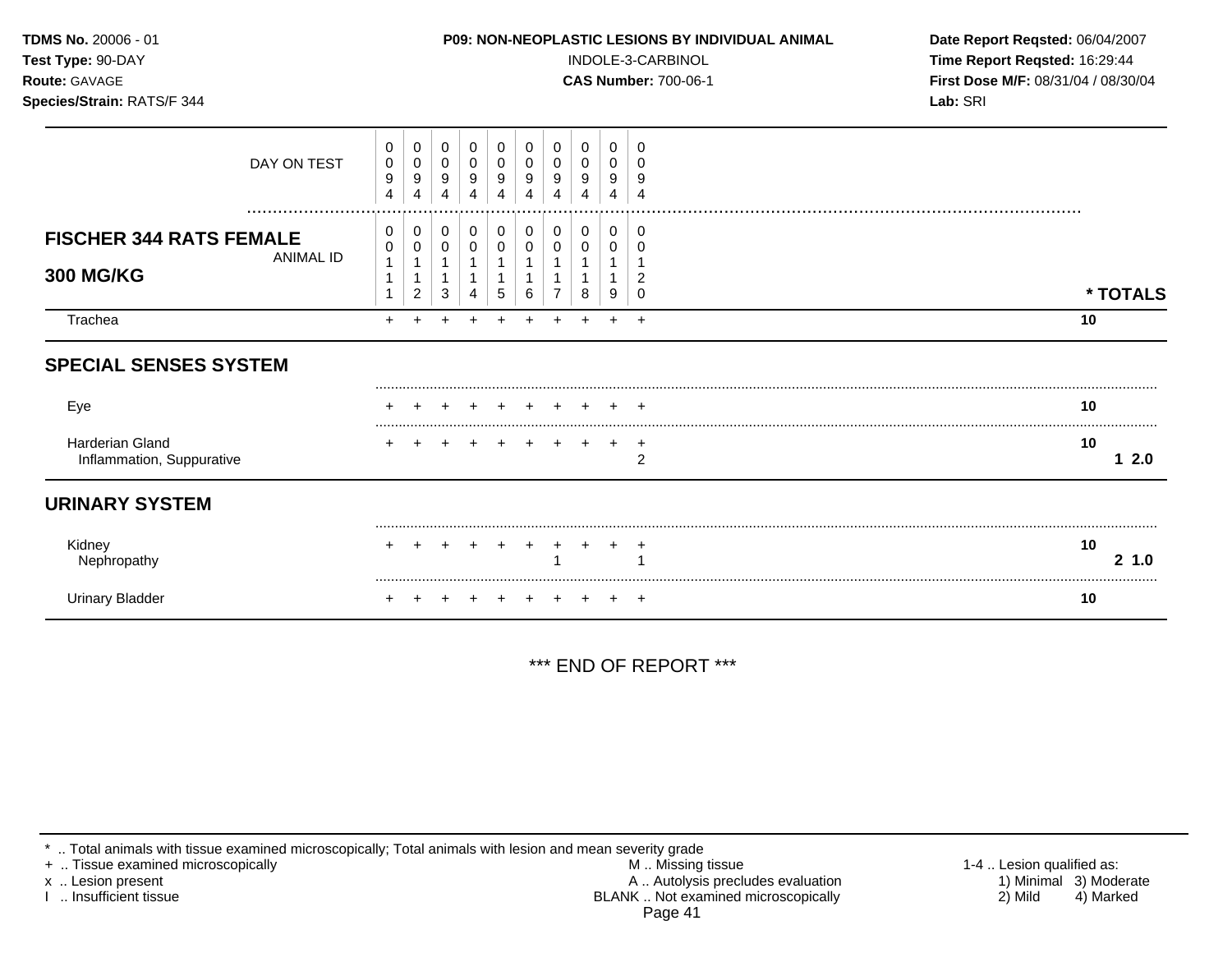**TDMS No.** 20006 - 01
**Test Type:** 90-DAY
**Route:** GAVAGE
**Species/Strain:** RATS/F 344

**P09: NON-NEOPLASTIC LESIONS BY INDIVIDUAL ANIMAL**
INDOLE-3-CARBINOL
**CAS Number:** 700-06-1

**Date Report Reqsted:** 06/04/2007
**Time Report Reqsted:** 16:29:44
**First Dose M/F:** 08/31/04 / 08/30/04
**Lab:** SRI

| DAY ON TEST | 0094 | 0094 | 0094 | 0094 | 0094 | 0094 | 0094 | 0094 | 0094 | 0094 | |
|---|---|---|---|---|---|---|---|---|---|---|---|
| **FISCHER 344 RATS FEMALE 300 MG/KG** ANIMAL ID | 00111 | 00112 | 00113 | 00114 | 00115 | 00116 | 00117 | 00118 | 00119 | 00120 | *** TOTALS** |
| Trachea | + | + | + | + | + | + | + | + | + | + | 10 |
| **SPECIAL SENSES SYSTEM** | | | | | | | | | | | |
| Eye | + | + | + | + | + | + | + | + | + | + | 10 |
| Harderian Gland | + | + | + | + | + | + | + | + | + | + | 10 |
| Inflammation, Suppurative | | | | | | | | | | 2 | **1 2.0** |
| **URINARY SYSTEM** | | | | | | | | | | | |
| Kidney | + | + | + | + | + | + | + | + | + | + | 10 |
| Nephropathy | | | | | | | 1 | | | 1 | **2 1.0** |
| Urinary Bladder | + | + | + | + | + | + | + | + | + | + | 10 |

*** END OF REPORT ***

\* .. Total animals with tissue examined microscopically; Total animals with lesion and mean severity grade
\+ .. Tissue examined microscopically
x .. Lesion present
I .. Insufficient tissue

M .. Missing tissue
A .. Autolysis precludes evaluation
BLANK .. Not examined microscopically

1-4 .. Lesion qualified as:
1) Minimal 3) Moderate
2) Mild 4) Marked